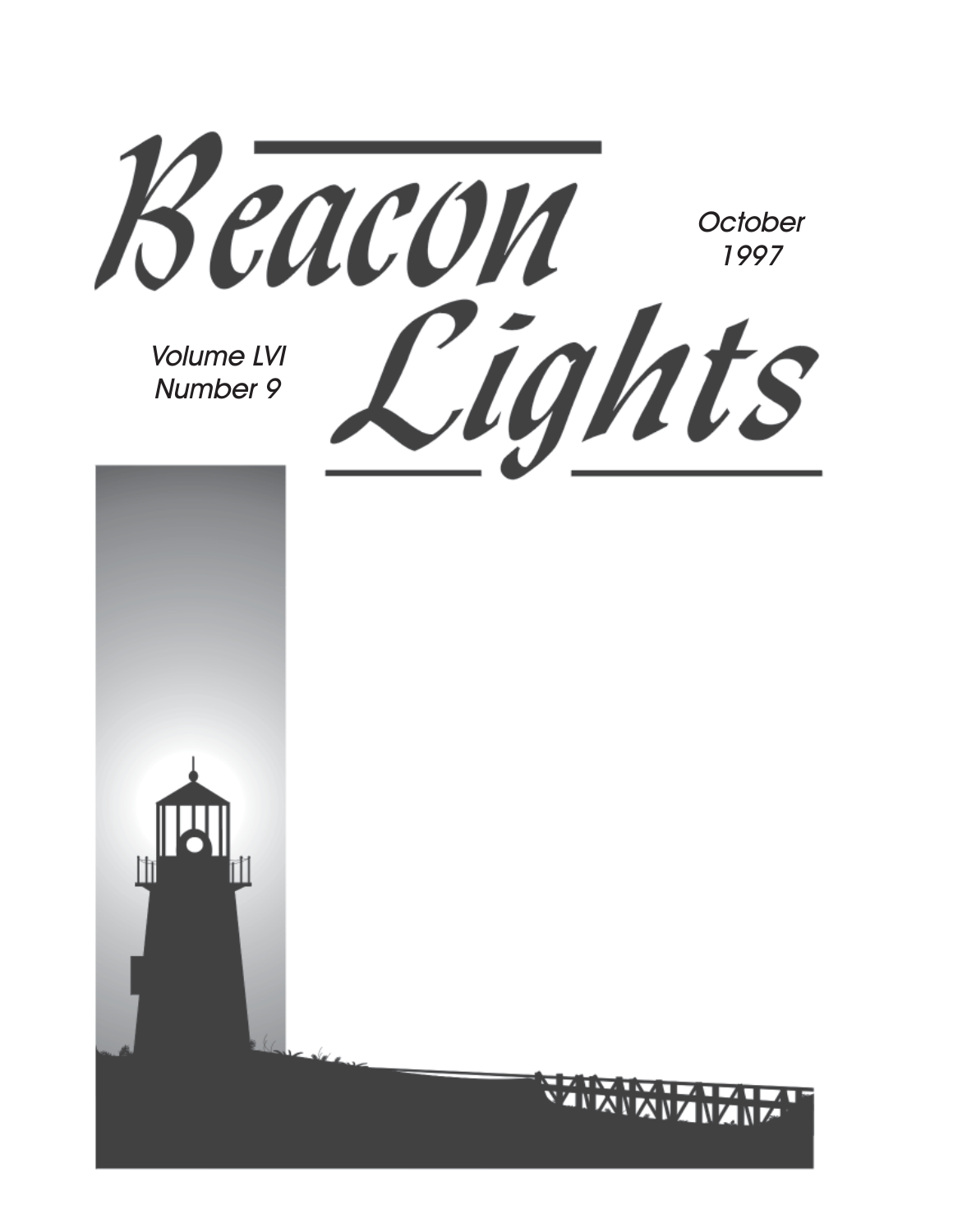# Beacon Lights

October
1997

Volume LVI
Number 9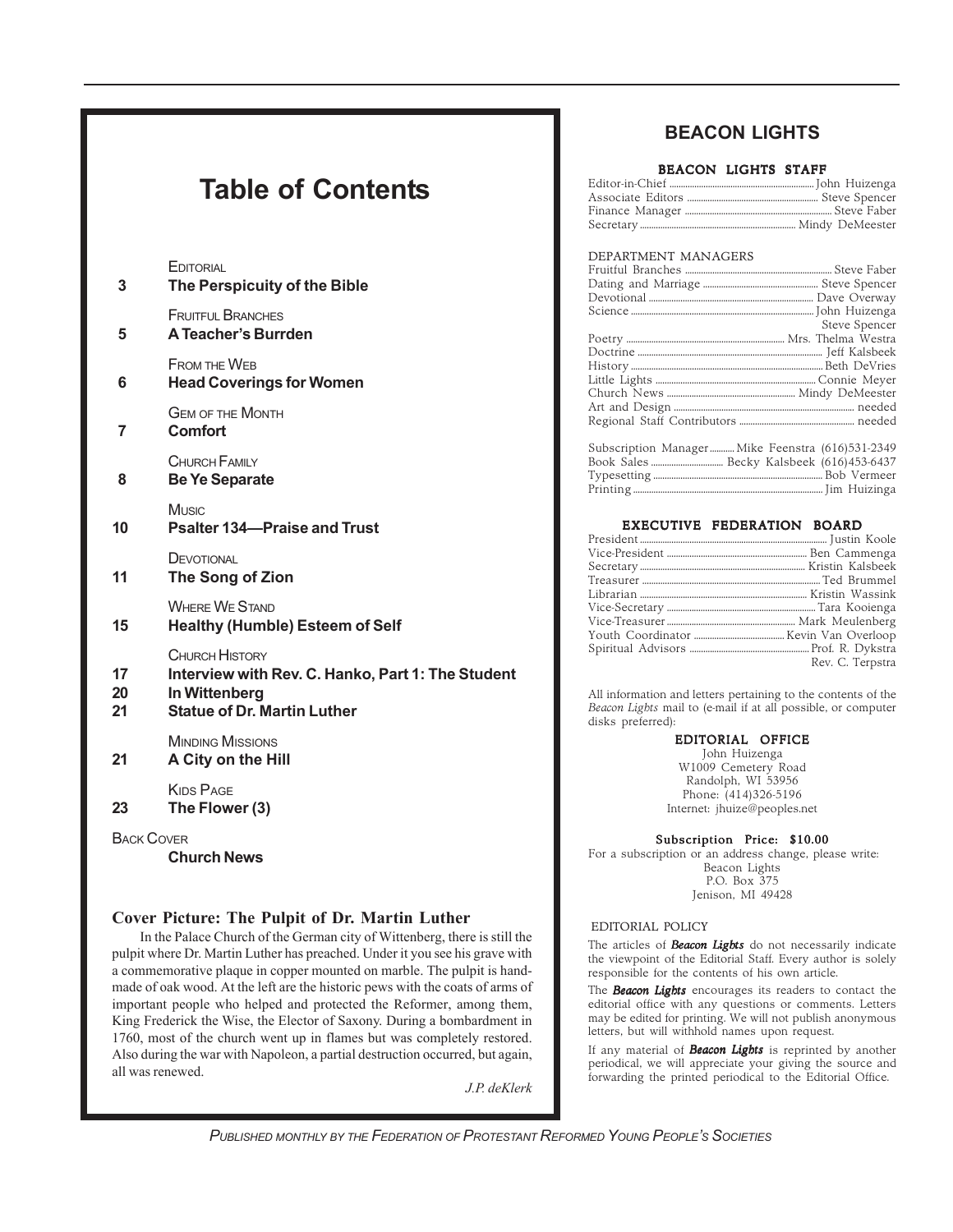# Table of Contents

| Page | Section / Title |
|---|---|
| | EDITORIAL |
| 3 | **The Perspicuity of the Bible** |
| | FRUITFUL BRANCHES |
| 5 | **A Teacher's Burrden** |
| | FROM THE WEB |
| 6 | **Head Coverings for Women** |
| | GEM OF THE MONTH |
| 7 | **Comfort** |
| | CHURCH FAMILY |
| 8 | **Be Ye Separate** |
| | MUSIC |
| 10 | **Psalter 134—Praise and Trust** |
| | DEVOTIONAL |
| 11 | **The Song of Zion** |
| | WHERE WE STAND |
| 15 | **Healthy (Humble) Esteem of Self** |
| | CHURCH HISTORY |
| 17 | **Interview with Rev. C. Hanko, Part 1: The Student** |
| 20 | **In Wittenberg** |
| 21 | **Statue of Dr. Martin Luther** |
| | MINDING MISSIONS |
| 21 | **A City on the Hill** |
| | KIDS PAGE |
| 23 | **The Flower (3)** |
| BACK COVER | |
| | **Church News** |

### Cover Picture: The Pulpit of Dr. Martin Luther

In the Palace Church of the German city of Wittenberg, there is still the pulpit where Dr. Martin Luther has preached. Under it you see his grave with a commemorative plaque in copper mounted on marble. The pulpit is handmade of oak wood. At the left are the historic pews with the coats of arms of important people who helped and protected the Reformer, among them, King Frederick the Wise, the Elector of Saxony. During a bombardment in 1760, most of the church went up in flames but was completely restored. Also during the war with Napoleon, a partial destruction occurred, but again, all was renewed.

*J.P. deKlerk*

## BEACON LIGHTS

**BEACON LIGHTS STAFF**

Editor-in-Chief ........ John Huizenga
Associate Editors ........ Steve Spencer
Finance Manager ........ Steve Faber
Secretary ........ Mindy DeMeester

DEPARTMENT MANAGERS

Fruitful Branches ........ Steve Faber
Dating and Marriage ........ Steve Spencer
Devotional ........ Dave Overway
Science ........ John Huizenga, Steve Spencer
Poetry ........ Mrs. Thelma Westra
Doctrine ........ Jeff Kalsbeek
History ........ Beth DeVries
Little Lights ........ Connie Meyer
Church News ........ Mindy DeMeester
Art and Design ........ needed
Regional Staff Contributors ........ needed

Subscription Manager ........ Mike Feenstra (616)531-2349
Book Sales ........ Becky Kalsbeek (616)453-6437
Typesetting ........ Bob Vermeer
Printing ........ Jim Huizinga

**EXECUTIVE FEDERATION BOARD**

President ........ Justin Koole
Vice-President ........ Ben Cammenga
Secretary ........ Kristin Kalsbeek
Treasurer ........ Ted Brummel
Librarian ........ Kristin Wassink
Vice-Secretary ........ Tara Kooienga
Vice-Treasurer ........ Mark Meulenberg
Youth Coordinator ........ Kevin Van Overloop
Spiritual Advisors ........ Prof. R. Dykstra, Rev. C. Terpstra

All information and letters pertaining to the contents of the *Beacon Lights* mail to (e-mail if at all possible, or computer disks preferred):

**EDITORIAL OFFICE**
John Huizenga
W1009 Cemetery Road
Randolph, WI 53956
Phone: (414)326-5196
Internet: jhuize@peoples.net

**Subscription Price: $10.00**
For a subscription or an address change, please write:
Beacon Lights
P.O. Box 375
Jenison, MI 49428

EDITORIAL POLICY

The articles of ***Beacon Lights*** do not necessarily indicate the viewpoint of the Editorial Staff. Every author is solely responsible for the contents of his own article.

The ***Beacon Lights*** encourages its readers to contact the editorial office with any questions or comments. Letters may be edited for printing. We will not publish anonymous letters, but will withhold names upon request.

If any material of ***Beacon Lights*** is reprinted by another periodical, we will appreciate your giving the source and forwarding the printed periodical to the Editorial Office.

*PUBLISHED MONTHLY BY THE FEDERATION OF PROTESTANT REFORMED YOUNG PEOPLE'S SOCIETIES*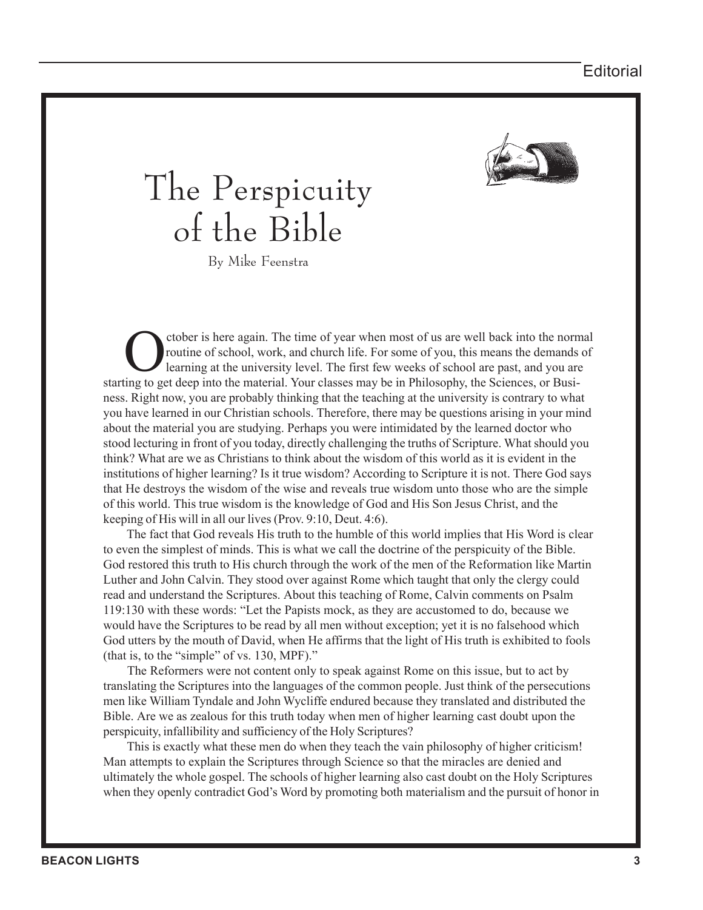# The Perspicuity of the Bible

By Mike Feenstra

October is here again. The time of year when most of us are well back into the normal routine of school, work, and church life. For some of you, this means the demands of learning at the university level. The first few weeks of school are past, and you are starting to get deep into the material. Your classes may be in Philosophy, the Sciences, or Business. Right now, you are probably thinking that the teaching at the university is contrary to what you have learned in our Christian schools. Therefore, there may be questions arising in your mind about the material you are studying. Perhaps you were intimidated by the learned doctor who stood lecturing in front of you today, directly challenging the truths of Scripture. What should you think? What are we as Christians to think about the wisdom of this world as it is evident in the institutions of higher learning? Is it true wisdom? According to Scripture it is not. There God says that He destroys the wisdom of the wise and reveals true wisdom unto those who are the simple of this world. This true wisdom is the knowledge of God and His Son Jesus Christ, and the keeping of His will in all our lives (Prov. 9:10, Deut. 4:6).

The fact that God reveals His truth to the humble of this world implies that His Word is clear to even the simplest of minds. This is what we call the doctrine of the perspicuity of the Bible. God restored this truth to His church through the work of the men of the Reformation like Martin Luther and John Calvin. They stood over against Rome which taught that only the clergy could read and understand the Scriptures. About this teaching of Rome, Calvin comments on Psalm 119:130 with these words: "Let the Papists mock, as they are accustomed to do, because we would have the Scriptures to be read by all men without exception; yet it is no falsehood which God utters by the mouth of David, when He affirms that the light of His truth is exhibited to fools (that is, to the "simple" of vs. 130, MPF)."

The Reformers were not content only to speak against Rome on this issue, but to act by translating the Scriptures into the languages of the common people. Just think of the persecutions men like William Tyndale and John Wycliffe endured because they translated and distributed the Bible. Are we as zealous for this truth today when men of higher learning cast doubt upon the perspicuity, infallibility and sufficiency of the Holy Scriptures?

This is exactly what these men do when they teach the vain philosophy of higher criticism! Man attempts to explain the Scriptures through Science so that the miracles are denied and ultimately the whole gospel. The schools of higher learning also cast doubt on the Holy Scriptures when they openly contradict God's Word by promoting both materialism and the pursuit of honor in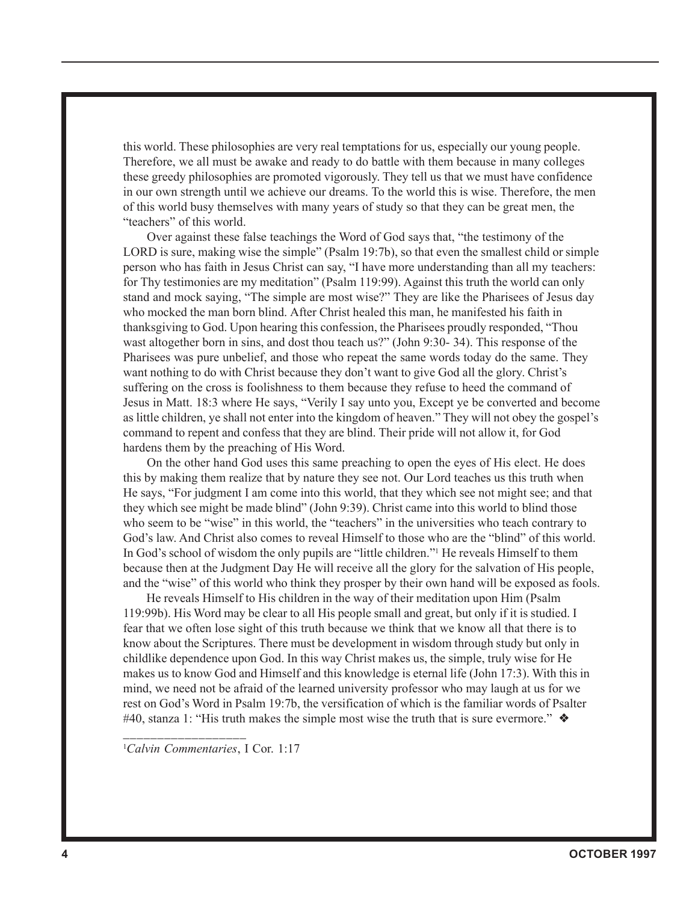this world. These philosophies are very real temptations for us, especially our young people. Therefore, we all must be awake and ready to do battle with them because in many colleges these greedy philosophies are promoted vigorously. They tell us that we must have confidence in our own strength until we achieve our dreams. To the world this is wise. Therefore, the men of this world busy themselves with many years of study so that they can be great men, the "teachers" of this world.

Over against these false teachings the Word of God says that, "the testimony of the LORD is sure, making wise the simple" (Psalm 19:7b), so that even the smallest child or simple person who has faith in Jesus Christ can say, "I have more understanding than all my teachers: for Thy testimonies are my meditation" (Psalm 119:99). Against this truth the world can only stand and mock saying, "The simple are most wise?" They are like the Pharisees of Jesus day who mocked the man born blind. After Christ healed this man, he manifested his faith in thanksgiving to God. Upon hearing this confession, the Pharisees proudly responded, "Thou wast altogether born in sins, and dost thou teach us?" (John 9:30- 34). This response of the Pharisees was pure unbelief, and those who repeat the same words today do the same. They want nothing to do with Christ because they don't want to give God all the glory. Christ's suffering on the cross is foolishness to them because they refuse to heed the command of Jesus in Matt. 18:3 where He says, "Verily I say unto you, Except ye be converted and become as little children, ye shall not enter into the kingdom of heaven." They will not obey the gospel's command to repent and confess that they are blind. Their pride will not allow it, for God hardens them by the preaching of His Word.

On the other hand God uses this same preaching to open the eyes of His elect. He does this by making them realize that by nature they see not. Our Lord teaches us this truth when He says, "For judgment I am come into this world, that they which see not might see; and that they which see might be made blind" (John 9:39). Christ came into this world to blind those who seem to be "wise" in this world, the "teachers" in the universities who teach contrary to God's law. And Christ also comes to reveal Himself to those who are the "blind" of this world. In God's school of wisdom the only pupils are "little children."[1] He reveals Himself to them because then at the Judgment Day He will receive all the glory for the salvation of His people, and the "wise" of this world who think they prosper by their own hand will be exposed as fools.

He reveals Himself to His children in the way of their meditation upon Him (Psalm 119:99b). His Word may be clear to all His people small and great, but only if it is studied. I fear that we often lose sight of this truth because we think that we know all that there is to know about the Scriptures. There must be development in wisdom through study but only in childlike dependence upon God. In this way Christ makes us, the simple, truly wise for He makes us to know God and Himself and this knowledge is eternal life (John 17:3). With this in mind, we need not be afraid of the learned university professor who may laugh at us for we rest on God's Word in Psalm 19:7b, the versification of which is the familiar words of Psalter #40, stanza 1: "His truth makes the simple most wise the truth that is sure evermore." ❖

---

[1]*Calvin Commentaries*, I Cor. 1:17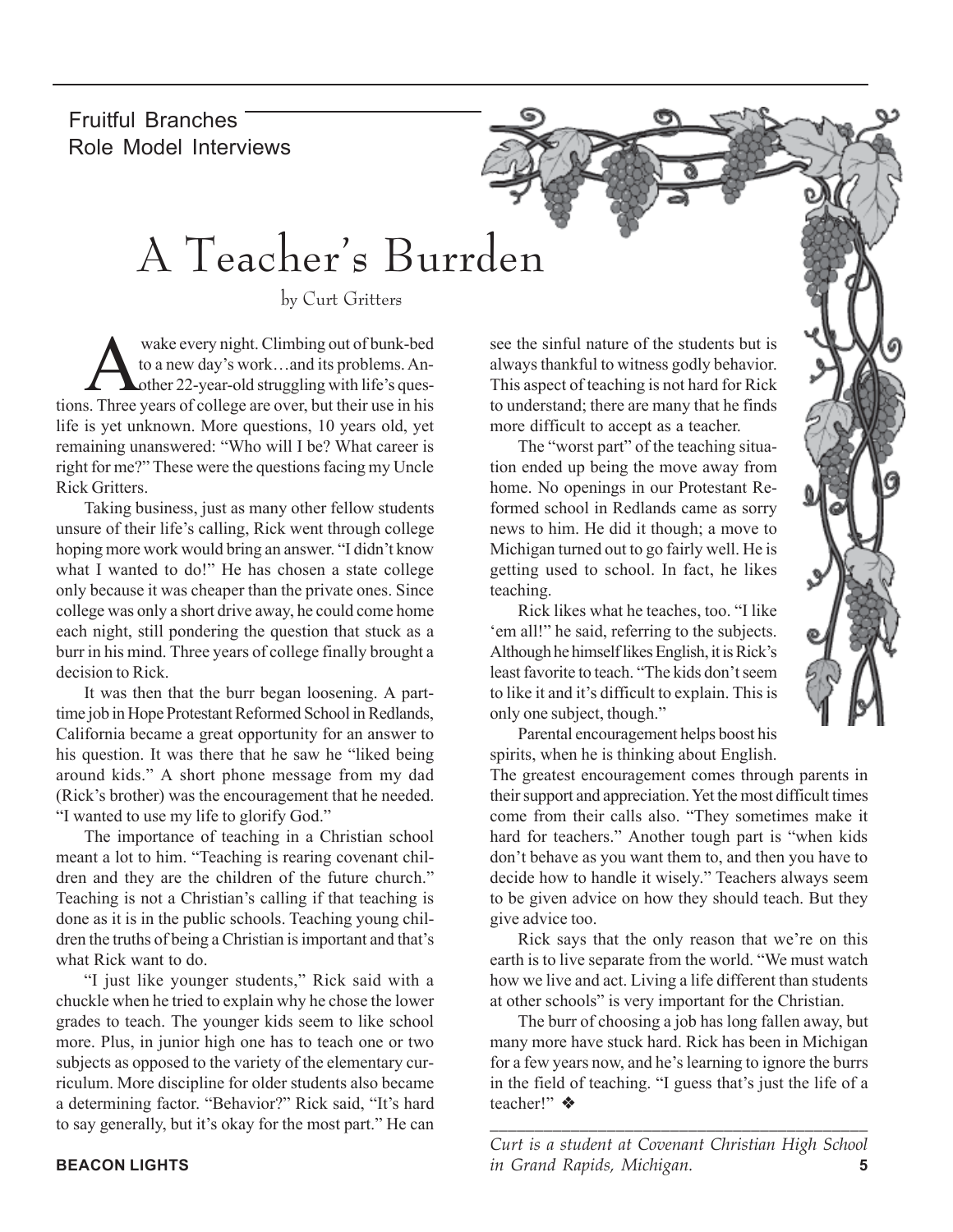Fruitful Branches
Role Model Interviews

# A Teacher's Burrden

by Curt Gritters

Awake every night. Climbing out of bunk-bed to a new day's work…and its problems. Another 22-year-old struggling with life's questions. Three years of college are over, but their use in his life is yet unknown. More questions, 10 years old, yet remaining unanswered: "Who will I be? What career is right for me?" These were the questions facing my Uncle Rick Gritters.

Taking business, just as many other fellow students unsure of their life's calling, Rick went through college hoping more work would bring an answer. "I didn't know what I wanted to do!" He has chosen a state college only because it was cheaper than the private ones. Since college was only a short drive away, he could come home each night, still pondering the question that stuck as a burr in his mind. Three years of college finally brought a decision to Rick.

It was then that the burr began loosening. A part-time job in Hope Protestant Reformed School in Redlands, California became a great opportunity for an answer to his question. It was there that he saw he "liked being around kids." A short phone message from my dad (Rick's brother) was the encouragement that he needed. "I wanted to use my life to glorify God."

The importance of teaching in a Christian school meant a lot to him. "Teaching is rearing covenant children and they are the children of the future church." Teaching is not a Christian's calling if that teaching is done as it is in the public schools. Teaching young children the truths of being a Christian is important and that's what Rick want to do.

"I just like younger students," Rick said with a chuckle when he tried to explain why he chose the lower grades to teach. The younger kids seem to like school more. Plus, in junior high one has to teach one or two subjects as opposed to the variety of the elementary curriculum. More discipline for older students also became a determining factor. "Behavior?" Rick said, "It's hard to say generally, but it's okay for the most part." He can see the sinful nature of the students but is always thankful to witness godly behavior. This aspect of teaching is not hard for Rick to understand; there are many that he finds more difficult to accept as a teacher.

The "worst part" of the teaching situation ended up being the move away from home. No openings in our Protestant Reformed school in Redlands came as sorry news to him. He did it though; a move to Michigan turned out to go fairly well. He is getting used to school. In fact, he likes teaching.

Rick likes what he teaches, too. "I like 'em all!" he said, referring to the subjects. Although he himself likes English, it is Rick's least favorite to teach. "The kids don't seem to like it and it's difficult to explain. This is only one subject, though."

Parental encouragement helps boost his spirits, when he is thinking about English. The greatest encouragement comes through parents in their support and appreciation. Yet the most difficult times come from their calls also. "They sometimes make it hard for teachers." Another tough part is "when kids don't behave as you want them to, and then you have to decide how to handle it wisely." Teachers always seem to be given advice on how they should teach. But they give advice too.

Rick says that the only reason that we're on this earth is to live separate from the world. "We must watch how we live and act. Living a life different than students at other schools" is very important for the Christian.

The burr of choosing a job has long fallen away, but many more have stuck hard. Rick has been in Michigan for a few years now, and he's learning to ignore the burrs in the field of teaching. "I guess that's just the life of a teacher!" ❖

---

*Curt is a student at Covenant Christian High School in Grand Rapids, Michigan.*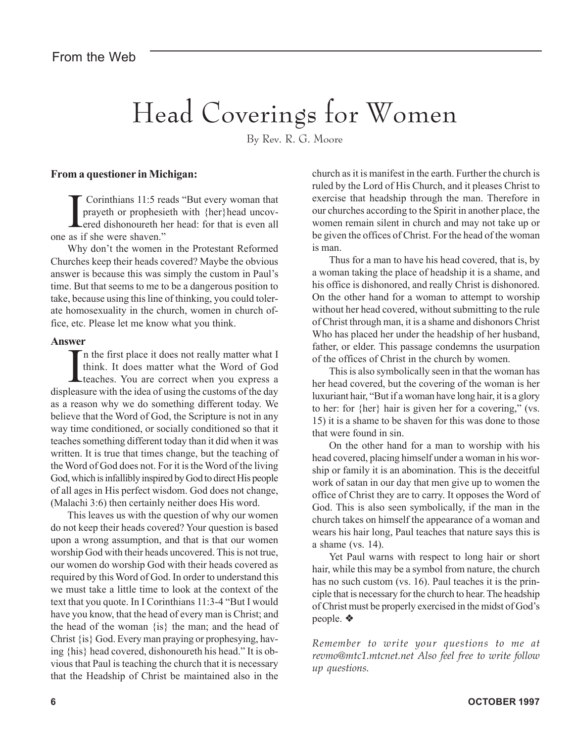From the Web

# Head Coverings for Women

By Rev. R. G. Moore

**From a questioner in Michigan:**

I Corinthians 11:5 reads "But every woman that prayeth or prophesieth with {her}head uncovered dishonoureth her head: for that is even all one as if she were shaven."

Why don't the women in the Protestant Reformed Churches keep their heads covered? Maybe the obvious answer is because this was simply the custom in Paul's time. But that seems to me to be a dangerous position to take, because using this line of thinking, you could tolerate homosexuality in the church, women in church office, etc. Please let me know what you think.

**Answer**

In the first place it does not really matter what I think. It does matter what the Word of God teaches. You are correct when you express a displeasure with the idea of using the customs of the day as a reason why we do something different today. We believe that the Word of God, the Scripture is not in any way time conditioned, or socially conditioned so that it teaches something different today than it did when it was written. It is true that times change, but the teaching of the Word of God does not. For it is the Word of the living God, which is infallibly inspired by God to direct His people of all ages in His perfect wisdom. God does not change, (Malachi 3:6) then certainly neither does His word.

This leaves us with the question of why our women do not keep their heads covered? Your question is based upon a wrong assumption, and that is that our women worship God with their heads uncovered. This is not true, our women do worship God with their heads covered as required by this Word of God. In order to understand this we must take a little time to look at the context of the text that you quote. In I Corinthians 11:3-4 "But I would have you know, that the head of every man is Christ; and the head of the woman {is} the man; and the head of Christ {is} God. Every man praying or prophesying, having {his} head covered, dishonoureth his head." It is obvious that Paul is teaching the church that it is necessary that the Headship of Christ be maintained also in the church as it is manifest in the earth. Further the church is ruled by the Lord of His Church, and it pleases Christ to exercise that headship through the man. Therefore in our churches according to the Spirit in another place, the women remain silent in church and may not take up or be given the offices of Christ. For the head of the woman is man.

Thus for a man to have his head covered, that is, by a woman taking the place of headship it is a shame, and his office is dishonored, and really Christ is dishonored. On the other hand for a woman to attempt to worship without her head covered, without submitting to the rule of Christ through man, it is a shame and dishonors Christ Who has placed her under the headship of her husband, father, or elder. This passage condemns the usurpation of the offices of Christ in the church by women.

This is also symbolically seen in that the woman has her head covered, but the covering of the woman is her luxuriant hair, "But if a woman have long hair, it is a glory to her: for {her} hair is given her for a covering," (vs. 15) it is a shame to be shaven for this was done to those that were found in sin.

On the other hand for a man to worship with his head covered, placing himself under a woman in his worship or family it is an abomination. This is the deceitful work of satan in our day that men give up to women the office of Christ they are to carry. It opposes the Word of God. This is also seen symbolically, if the man in the church takes on himself the appearance of a woman and wears his hair long, Paul teaches that nature says this is a shame (vs. 14).

Yet Paul warns with respect to long hair or short hair, while this may be a symbol from nature, the church has no such custom (vs. 16). Paul teaches it is the principle that is necessary for the church to hear. The headship of Christ must be properly exercised in the midst of God's people. ❖

*Remember to write your questions to me at revmo@mtc1.mtcnet.net Also feel free to write follow up questions.*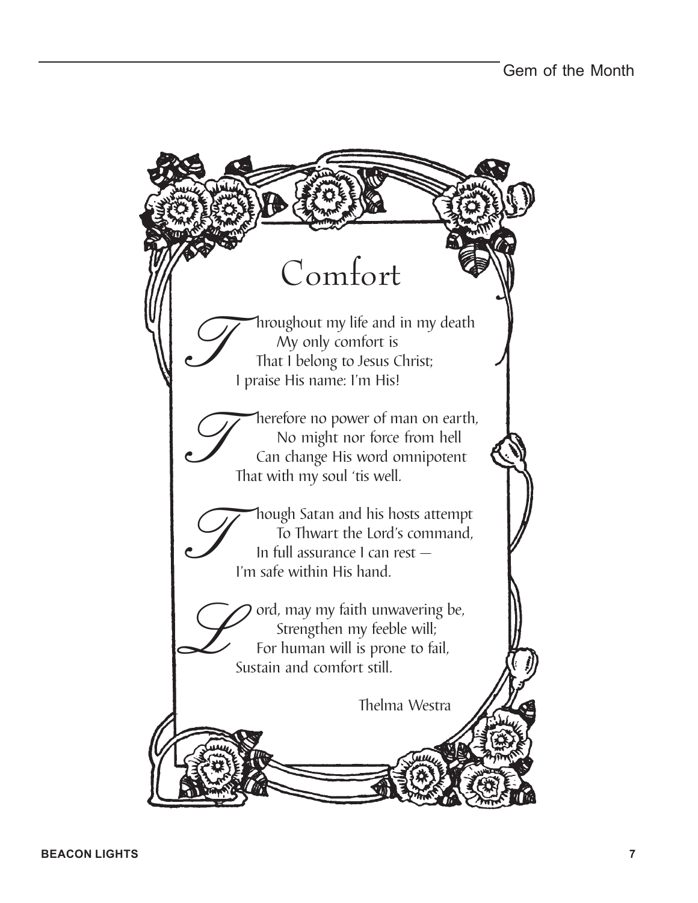# Comfort

Throughout my life and in my death
My only comfort is
That I belong to Jesus Christ;
I praise His name: I'm His!

Therefore no power of man on earth,
No might nor force from hell
Can change His word omnipotent
That with my soul 'tis well.

Though Satan and his hosts attempt
To Thwart the Lord's command,
In full assurance I can rest —
I'm safe within His hand.

Lord, may my faith unwavering be,
Strengthen my feeble will;
For human will is prone to fail,
Sustain and comfort still.

Thelma Westra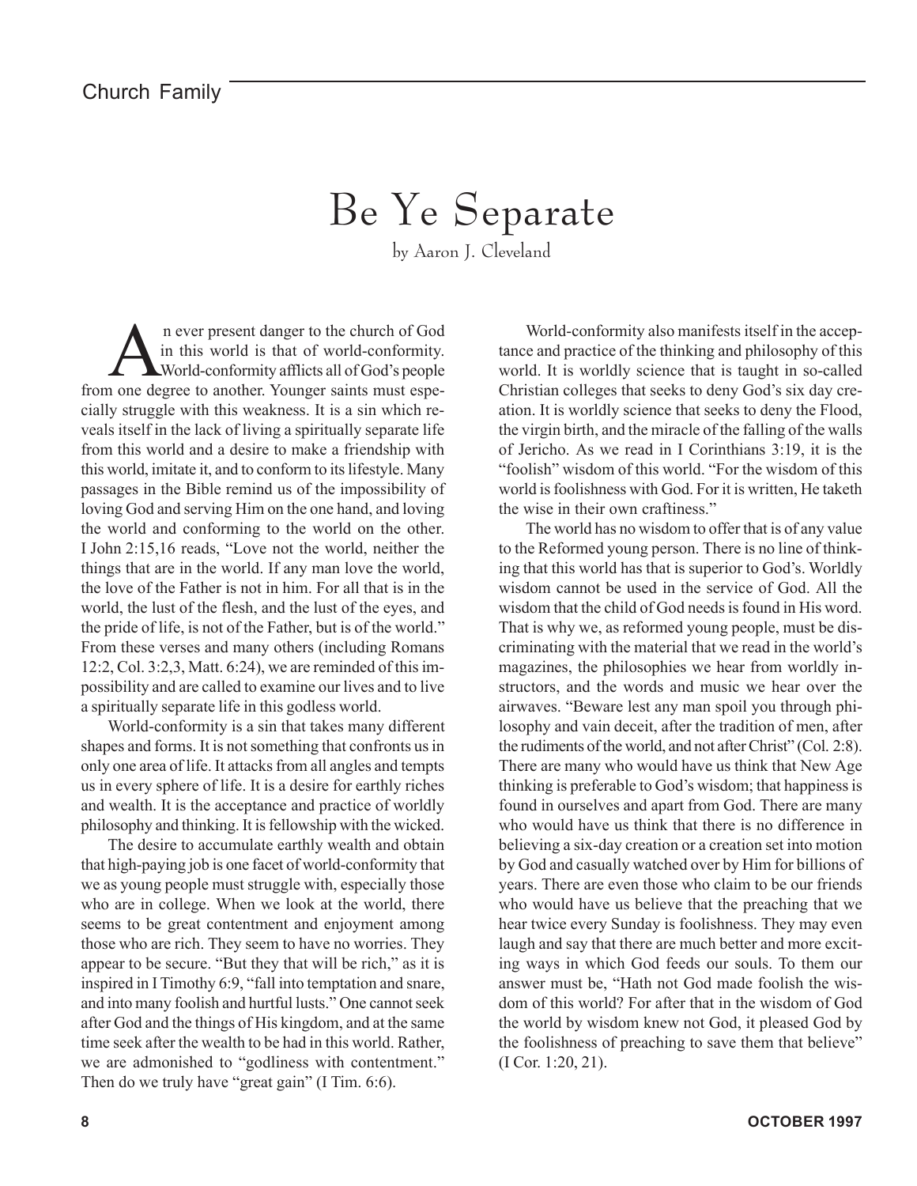# Be Ye Separate

by Aaron J. Cleveland

An ever present danger to the church of God in this world is that of world-conformity. World-conformity afflicts all of God's people from one degree to another. Younger saints must especially struggle with this weakness. It is a sin which reveals itself in the lack of living a spiritually separate life from this world and a desire to make a friendship with this world, imitate it, and to conform to its lifestyle. Many passages in the Bible remind us of the impossibility of loving God and serving Him on the one hand, and loving the world and conforming to the world on the other. I John 2:15,16 reads, "Love not the world, neither the things that are in the world. If any man love the world, the love of the Father is not in him. For all that is in the world, the lust of the flesh, and the lust of the eyes, and the pride of life, is not of the Father, but is of the world." From these verses and many others (including Romans 12:2, Col. 3:2,3, Matt. 6:24), we are reminded of this impossibility and are called to examine our lives and to live a spiritually separate life in this godless world.

World-conformity is a sin that takes many different shapes and forms. It is not something that confronts us in only one area of life. It attacks from all angles and tempts us in every sphere of life. It is a desire for earthly riches and wealth. It is the acceptance and practice of worldly philosophy and thinking. It is fellowship with the wicked.

The desire to accumulate earthly wealth and obtain that high-paying job is one facet of world-conformity that we as young people must struggle with, especially those who are in college. When we look at the world, there seems to be great contentment and enjoyment among those who are rich. They seem to have no worries. They appear to be secure. "But they that will be rich," as it is inspired in I Timothy 6:9, "fall into temptation and snare, and into many foolish and hurtful lusts." One cannot seek after God and the things of His kingdom, and at the same time seek after the wealth to be had in this world. Rather, we are admonished to "godliness with contentment." Then do we truly have "great gain" (I Tim. 6:6).

World-conformity also manifests itself in the acceptance and practice of the thinking and philosophy of this world. It is worldly science that is taught in so-called Christian colleges that seeks to deny God's six day creation. It is worldly science that seeks to deny the Flood, the virgin birth, and the miracle of the falling of the walls of Jericho. As we read in I Corinthians 3:19, it is the "foolish" wisdom of this world. "For the wisdom of this world is foolishness with God. For it is written, He taketh the wise in their own craftiness."

The world has no wisdom to offer that is of any value to the Reformed young person. There is no line of thinking that this world has that is superior to God's. Worldly wisdom cannot be used in the service of God. All the wisdom that the child of God needs is found in His word. That is why we, as reformed young people, must be discriminating with the material that we read in the world's magazines, the philosophies we hear from worldly instructors, and the words and music we hear over the airwaves. "Beware lest any man spoil you through philosophy and vain deceit, after the tradition of men, after the rudiments of the world, and not after Christ" (Col. 2:8). There are many who would have us think that New Age thinking is preferable to God's wisdom; that happiness is found in ourselves and apart from God. There are many who would have us think that there is no difference in believing a six-day creation or a creation set into motion by God and casually watched over by Him for billions of years. There are even those who claim to be our friends who would have us believe that the preaching that we hear twice every Sunday is foolishness. They may even laugh and say that there are much better and more exciting ways in which God feeds our souls. To them our answer must be, "Hath not God made foolish the wisdom of this world? For after that in the wisdom of God the world by wisdom knew not God, it pleased God by the foolishness of preaching to save them that believe" (I Cor. 1:20, 21).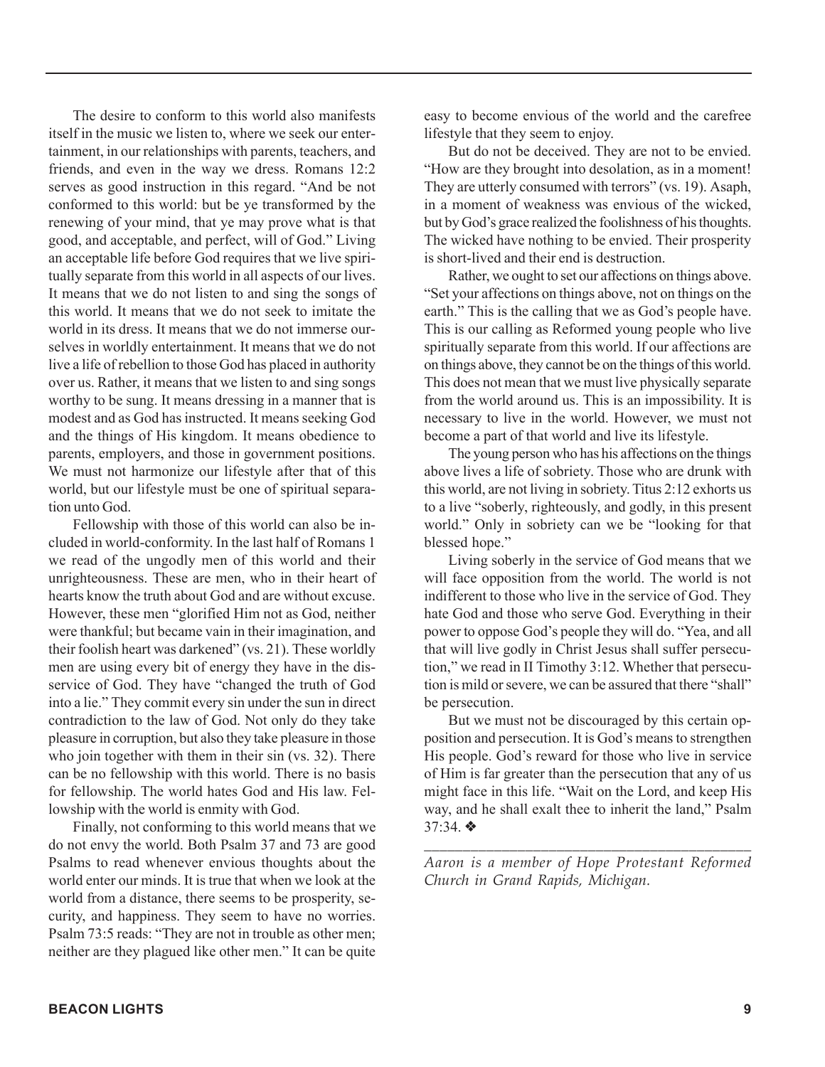The desire to conform to this world also manifests itself in the music we listen to, where we seek our entertainment, in our relationships with parents, teachers, and friends, and even in the way we dress. Romans 12:2 serves as good instruction in this regard. "And be not conformed to this world: but be ye transformed by the renewing of your mind, that ye may prove what is that good, and acceptable, and perfect, will of God." Living an acceptable life before God requires that we live spiritually separate from this world in all aspects of our lives. It means that we do not listen to and sing the songs of this world. It means that we do not seek to imitate the world in its dress. It means that we do not immerse ourselves in worldly entertainment. It means that we do not live a life of rebellion to those God has placed in authority over us. Rather, it means that we listen to and sing songs worthy to be sung. It means dressing in a manner that is modest and as God has instructed. It means seeking God and the things of His kingdom. It means obedience to parents, employers, and those in government positions. We must not harmonize our lifestyle after that of this world, but our lifestyle must be one of spiritual separation unto God.

Fellowship with those of this world can also be included in world-conformity. In the last half of Romans 1 we read of the ungodly men of this world and their unrighteousness. These are men, who in their heart of hearts know the truth about God and are without excuse. However, these men "glorified Him not as God, neither were thankful; but became vain in their imagination, and their foolish heart was darkened" (vs. 21). These worldly men are using every bit of energy they have in the disservice of God. They have "changed the truth of God into a lie." They commit every sin under the sun in direct contradiction to the law of God. Not only do they take pleasure in corruption, but also they take pleasure in those who join together with them in their sin (vs. 32). There can be no fellowship with this world. There is no basis for fellowship. The world hates God and His law. Fellowship with the world is enmity with God.

Finally, not conforming to this world means that we do not envy the world. Both Psalm 37 and 73 are good Psalms to read whenever envious thoughts about the world enter our minds. It is true that when we look at the world from a distance, there seems to be prosperity, security, and happiness. They seem to have no worries. Psalm 73:5 reads: "They are not in trouble as other men; neither are they plagued like other men." It can be quite easy to become envious of the world and the carefree lifestyle that they seem to enjoy.

But do not be deceived. They are not to be envied. "How are they brought into desolation, as in a moment! They are utterly consumed with terrors" (vs. 19). Asaph, in a moment of weakness was envious of the wicked, but by God's grace realized the foolishness of his thoughts. The wicked have nothing to be envied. Their prosperity is short-lived and their end is destruction.

Rather, we ought to set our affections on things above. "Set your affections on things above, not on things on the earth." This is the calling that we as God's people have. This is our calling as Reformed young people who live spiritually separate from this world. If our affections are on things above, they cannot be on the things of this world. This does not mean that we must live physically separate from the world around us. This is an impossibility. It is necessary to live in the world. However, we must not become a part of that world and live its lifestyle.

The young person who has his affections on the things above lives a life of sobriety. Those who are drunk with this world, are not living in sobriety. Titus 2:12 exhorts us to a live "soberly, righteously, and godly, in this present world." Only in sobriety can we be "looking for that blessed hope."

Living soberly in the service of God means that we will face opposition from the world. The world is not indifferent to those who live in the service of God. They hate God and those who serve God. Everything in their power to oppose God's people they will do. "Yea, and all that will live godly in Christ Jesus shall suffer persecution," we read in II Timothy 3:12. Whether that persecution is mild or severe, we can be assured that there "shall" be persecution.

But we must not be discouraged by this certain opposition and persecution. It is God's means to strengthen His people. God's reward for those who live in service of Him is far greater than the persecution that any of us might face in this life. "Wait on the Lord, and keep His way, and he shall exalt thee to inherit the land," Psalm 37:34. ❖

---

*Aaron is a member of Hope Protestant Reformed Church in Grand Rapids, Michigan.*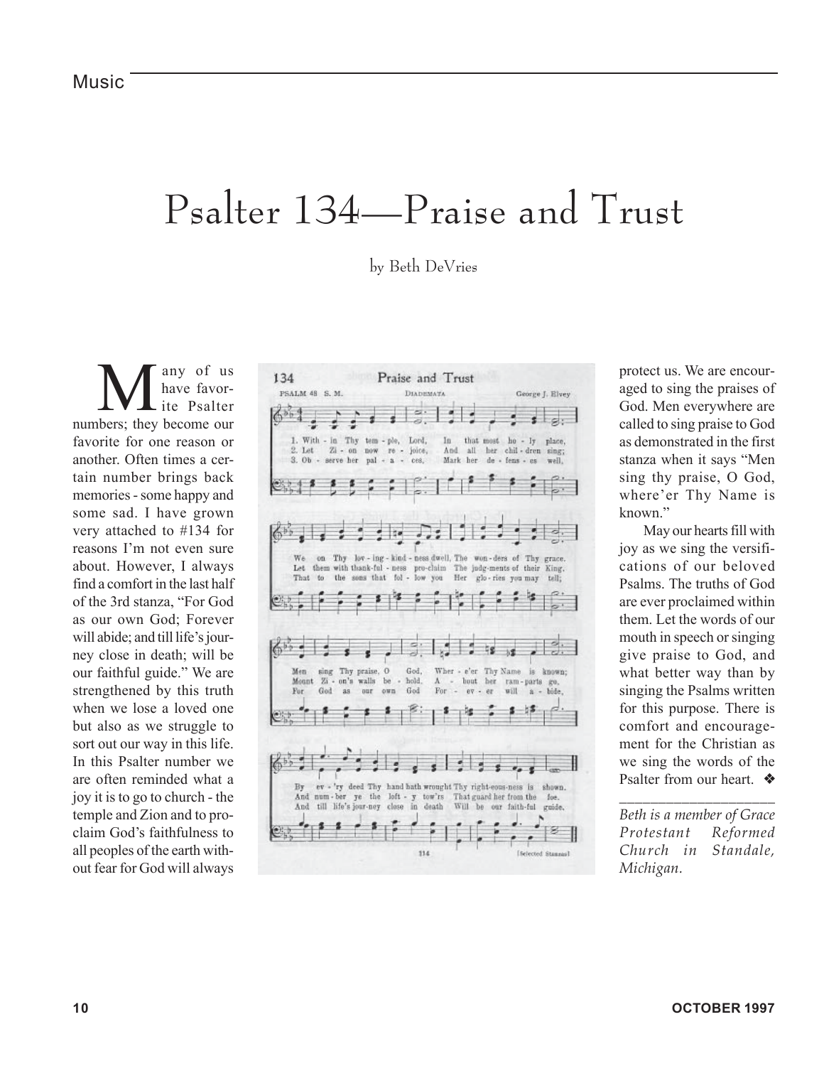# Psalter 134—Praise and Trust

by Beth DeVries

Many of us have favorite Psalter numbers; they become our favorite for one reason or another. Often times a certain number brings back memories - some happy and some sad. I have grown very attached to #134 for reasons I'm not even sure about. However, I always find a comfort in the last half of the 3rd stanza, "For God as our own God; Forever will abide; and till life's journey close in death; will be our faithful guide." We are strengthened by this truth when we lose a loved one but also as we struggle to sort out our way in this life. In this Psalter number we are often reminded what a joy it is to go to church - the temple and Zion and to proclaim God's faithfulness to all peoples of the earth without fear for God will always protect us. We are encouraged to sing the praises of God. Men everywhere are called to sing praise to God as demonstrated in the first stanza when it says "Men sing thy praise, O God, where'er Thy Name is known."

May our hearts fill with joy as we sing the versifications of our beloved Psalms. The truths of God are ever proclaimed within them. Let the words of our mouth in speech or singing give praise to God, and what better way than by singing the Psalms written for this purpose. There is comfort and encouragement for the Christian as we sing the words of the Psalter from our heart. ❖

---

*Beth is a member of Grace Protestant Reformed Church in Standale, Michigan.*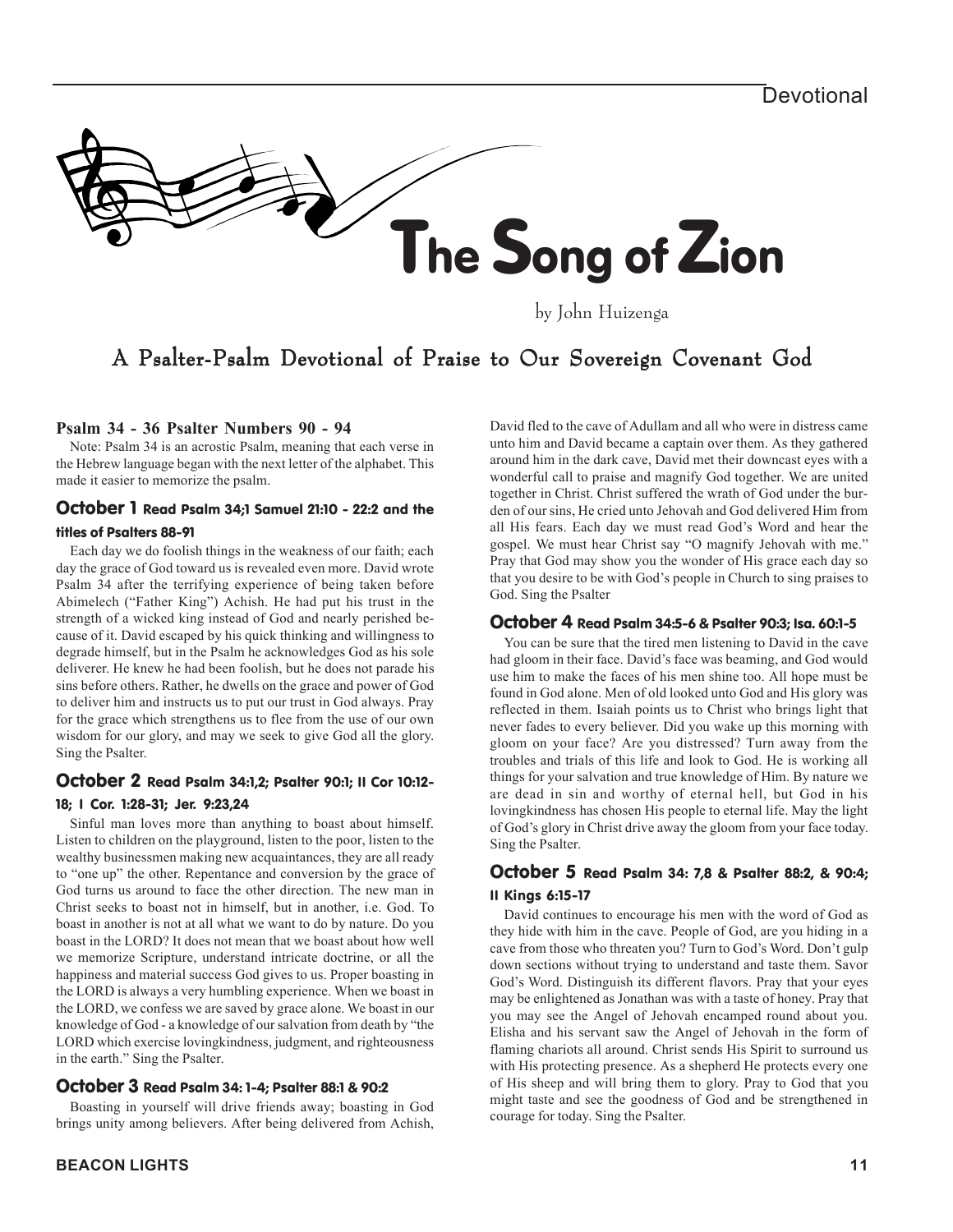# The Song of Zion

by John Huizenga

## A Psalter-Psalm Devotional of Praise to Our Sovereign Covenant God

**Psalm 34 - 36 Psalter Numbers 90 - 94**

Note: Psalm 34 is an acrostic Psalm, meaning that each verse in the Hebrew language began with the next letter of the alphabet. This made it easier to memorize the psalm.

### October 1 Read Psalm 34;1 Samuel 21:10 - 22:2 and the titles of Psalters 88-91

Each day we do foolish things in the weakness of our faith; each day the grace of God toward us is revealed even more. David wrote Psalm 34 after the terrifying experience of being taken before Abimelech ("Father King") Achish. He had put his trust in the strength of a wicked king instead of God and nearly perished because of it. David escaped by his quick thinking and willingness to degrade himself, but in the Psalm he acknowledges God as his sole deliverer. He knew he had been foolish, but he does not parade his sins before others. Rather, he dwells on the grace and power of God to deliver him and instructs us to put our trust in God always. Pray for the grace which strengthens us to flee from the use of our own wisdom for our glory, and may we seek to give God all the glory. Sing the Psalter.

### October 2 Read Psalm 34:1,2; Psalter 90:1; II Cor 10:12-18; I Cor. 1:28-31; Jer. 9:23,24

Sinful man loves more than anything to boast about himself. Listen to children on the playground, listen to the poor, listen to the wealthy businessmen making new acquaintances, they are all ready to "one up" the other. Repentance and conversion by the grace of God turns us around to face the other direction. The new man in Christ seeks to boast not in himself, but in another, i.e. God. To boast in another is not at all what we want to do by nature. Do you boast in the LORD? It does not mean that we boast about how well we memorize Scripture, understand intricate doctrine, or all the happiness and material success God gives to us. Proper boasting in the LORD is always a very humbling experience. When we boast in the LORD, we confess we are saved by grace alone. We boast in our knowledge of God - a knowledge of our salvation from death by "the LORD which exercise lovingkindness, judgment, and righteousness in the earth." Sing the Psalter.

### October 3 Read Psalm 34: 1-4; Psalter 88:1 & 90:2

Boasting in yourself will drive friends away; boasting in God brings unity among believers. After being delivered from Achish, David fled to the cave of Adullam and all who were in distress came unto him and David became a captain over them. As they gathered around him in the dark cave, David met their downcast eyes with a wonderful call to praise and magnify God together. We are united together in Christ. Christ suffered the wrath of God under the burden of our sins, He cried unto Jehovah and God delivered Him from all His fears. Each day we must read God's Word and hear the gospel. We must hear Christ say "O magnify Jehovah with me." Pray that God may show you the wonder of His grace each day so that you desire to be with God's people in Church to sing praises to God. Sing the Psalter

### October 4 Read Psalm 34:5-6 & Psalter 90:3; Isa. 60:1-5

You can be sure that the tired men listening to David in the cave had gloom in their face. David's face was beaming, and God would use him to make the faces of his men shine too. All hope must be found in God alone. Men of old looked unto God and His glory was reflected in them. Isaiah points us to Christ who brings light that never fades to every believer. Did you wake up this morning with gloom on your face? Are you distressed? Turn away from the troubles and trials of this life and look to God. He is working all things for your salvation and true knowledge of Him. By nature we are dead in sin and worthy of eternal hell, but God in his lovingkindness has chosen His people to eternal life. May the light of God's glory in Christ drive away the gloom from your face today. Sing the Psalter.

### October 5 Read Psalm 34: 7,8 & Psalter 88:2, & 90:4; II Kings 6:15-17

David continues to encourage his men with the word of God as they hide with him in the cave. People of God, are you hiding in a cave from those who threaten you? Turn to God's Word. Don't gulp down sections without trying to understand and taste them. Savor God's Word. Distinguish its different flavors. Pray that your eyes may be enlightened as Jonathan was with a taste of honey. Pray that you may see the Angel of Jehovah encamped round about you. Elisha and his servant saw the Angel of Jehovah in the form of flaming chariots all around. Christ sends His Spirit to surround us with His protecting presence. As a shepherd He protects every one of His sheep and will bring them to glory. Pray to God that you might taste and see the goodness of God and be strengthened in courage for today. Sing the Psalter.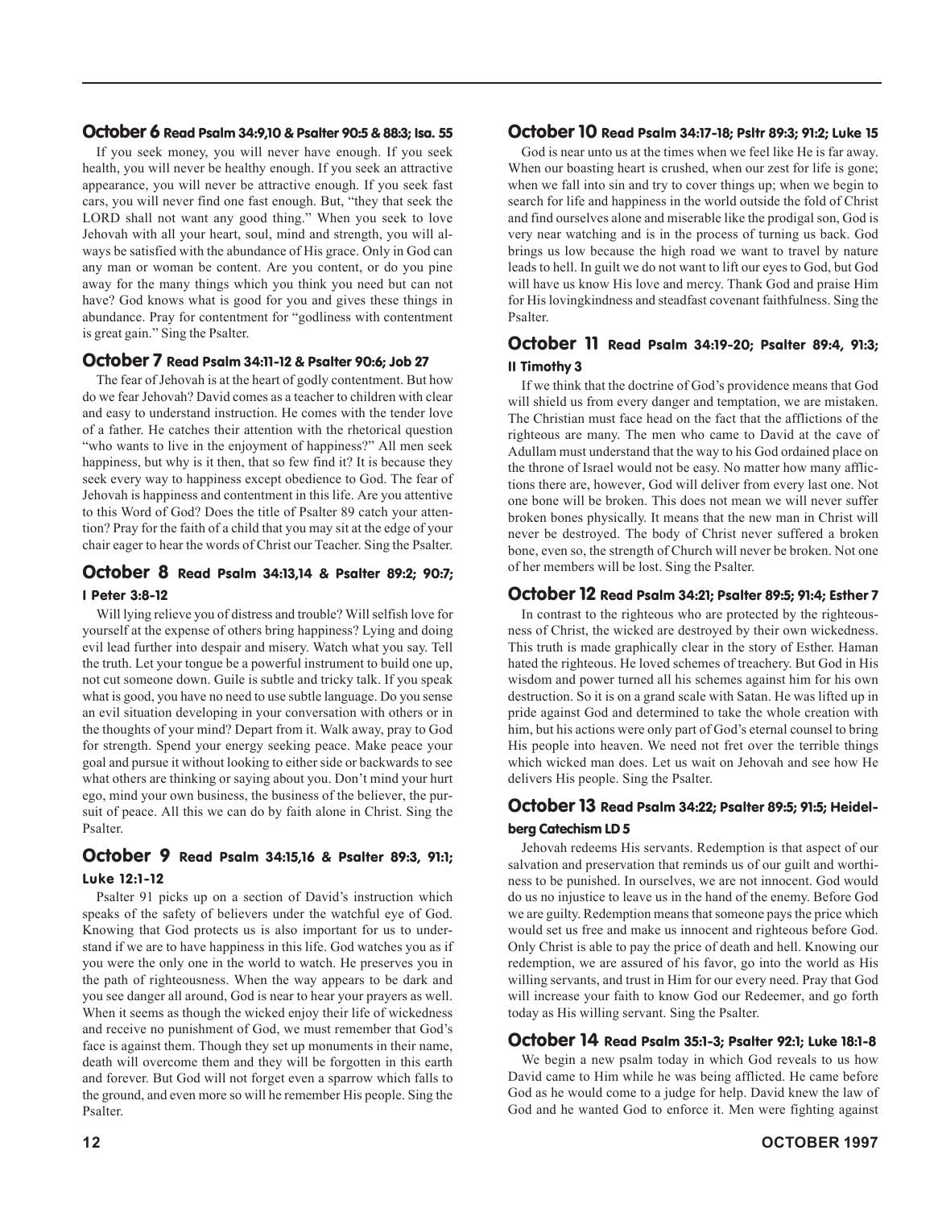### October 6 Read Psalm 34:9,10 & Psalter 90:5 & 88:3; Isa. 55

If you seek money, you will never have enough. If you seek health, you will never be healthy enough. If you seek an attractive appearance, you will never be attractive enough. If you seek fast cars, you will never find one fast enough. But, "they that seek the LORD shall not want any good thing." When you seek to love Jehovah with all your heart, soul, mind and strength, you will always be satisfied with the abundance of His grace. Only in God can any man or woman be content. Are you content, or do you pine away for the many things which you think you need but can not have? God knows what is good for you and gives these things in abundance. Pray for contentment for "godliness with contentment is great gain." Sing the Psalter.

### October 7 Read Psalm 34:11-12 & Psalter 90:6; Job 27

The fear of Jehovah is at the heart of godly contentment. But how do we fear Jehovah? David comes as a teacher to children with clear and easy to understand instruction. He comes with the tender love of a father. He catches their attention with the rhetorical question "who wants to live in the enjoyment of happiness?" All men seek happiness, but why is it then, that so few find it? It is because they seek every way to happiness except obedience to God. The fear of Jehovah is happiness and contentment in this life. Are you attentive to this Word of God? Does the title of Psalter 89 catch your attention? Pray for the faith of a child that you may sit at the edge of your chair eager to hear the words of Christ our Teacher. Sing the Psalter.

### October 8 Read Psalm 34:13,14 & Psalter 89:2; 90:7; I Peter 3:8-12

Will lying relieve you of distress and trouble? Will selfish love for yourself at the expense of others bring happiness? Lying and doing evil lead further into despair and misery. Watch what you say. Tell the truth. Let your tongue be a powerful instrument to build one up, not cut someone down. Guile is subtle and tricky talk. If you speak what is good, you have no need to use subtle language. Do you sense an evil situation developing in your conversation with others or in the thoughts of your mind? Depart from it. Walk away, pray to God for strength. Spend your energy seeking peace. Make peace your goal and pursue it without looking to either side or backwards to see what others are thinking or saying about you. Don't mind your hurt ego, mind your own business, the business of the believer, the pursuit of peace. All this we can do by faith alone in Christ. Sing the Psalter.

### October 9 Read Psalm 34:15,16 & Psalter 89:3, 91:1; Luke 12:1-12

Psalter 91 picks up on a section of David's instruction which speaks of the safety of believers under the watchful eye of God. Knowing that God protects us is also important for us to understand if we are to have happiness in this life. God watches you as if you were the only one in the world to watch. He preserves you in the path of righteousness. When the way appears to be dark and you see danger all around, God is near to hear your prayers as well. When it seems as though the wicked enjoy their life of wickedness and receive no punishment of God, we must remember that God's face is against them. Though they set up monuments in their name, death will overcome them and they will be forgotten in this earth and forever. But God will not forget even a sparrow which falls to the ground, and even more so will he remember His people. Sing the Psalter.

### October 10 Read Psalm 34:17-18; Psltr 89:3; 91:2; Luke 15

God is near unto us at the times when we feel like He is far away. When our boasting heart is crushed, when our zest for life is gone; when we fall into sin and try to cover things up; when we begin to search for life and happiness in the world outside the fold of Christ and find ourselves alone and miserable like the prodigal son, God is very near watching and is in the process of turning us back. God brings us low because the high road we want to travel by nature leads to hell. In guilt we do not want to lift our eyes to God, but God will have us know His love and mercy. Thank God and praise Him for His lovingkindness and steadfast covenant faithfulness. Sing the Psalter.

### October 11 Read Psalm 34:19-20; Psalter 89:4, 91:3; II Timothy 3

If we think that the doctrine of God's providence means that God will shield us from every danger and temptation, we are mistaken. The Christian must face head on the fact that the afflictions of the righteous are many. The men who came to David at the cave of Adullam must understand that the way to his God ordained place on the throne of Israel would not be easy. No matter how many afflictions there are, however, God will deliver from every last one. Not one bone will be broken. This does not mean we will never suffer broken bones physically. It means that the new man in Christ will never be destroyed. The body of Christ never suffered a broken bone, even so, the strength of Church will never be broken. Not one of her members will be lost. Sing the Psalter.

### October 12 Read Psalm 34:21; Psalter 89:5; 91:4; Esther 7

In contrast to the righteous who are protected by the righteousness of Christ, the wicked are destroyed by their own wickedness. This truth is made graphically clear in the story of Esther. Haman hated the righteous. He loved schemes of treachery. But God in His wisdom and power turned all his schemes against him for his own destruction. So it is on a grand scale with Satan. He was lifted up in pride against God and determined to take the whole creation with him, but his actions were only part of God's eternal counsel to bring His people into heaven. We need not fret over the terrible things which wicked man does. Let us wait on Jehovah and see how He delivers His people. Sing the Psalter.

### October 13 Read Psalm 34:22; Psalter 89:5; 91:5; Heidelberg Catechism LD 5

Jehovah redeems His servants. Redemption is that aspect of our salvation and preservation that reminds us of our guilt and worthiness to be punished. In ourselves, we are not innocent. God would do us no injustice to leave us in the hand of the enemy. Before God we are guilty. Redemption means that someone pays the price which would set us free and make us innocent and righteous before God. Only Christ is able to pay the price of death and hell. Knowing our redemption, we are assured of his favor, go into the world as His willing servants, and trust in Him for our every need. Pray that God will increase your faith to know God our Redeemer, and go forth today as His willing servant. Sing the Psalter.

### October 14 Read Psalm 35:1-3; Psalter 92:1; Luke 18:1-8

We begin a new psalm today in which God reveals to us how David came to Him while he was being afflicted. He came before God as he would come to a judge for help. David knew the law of God and he wanted God to enforce it. Men were fighting against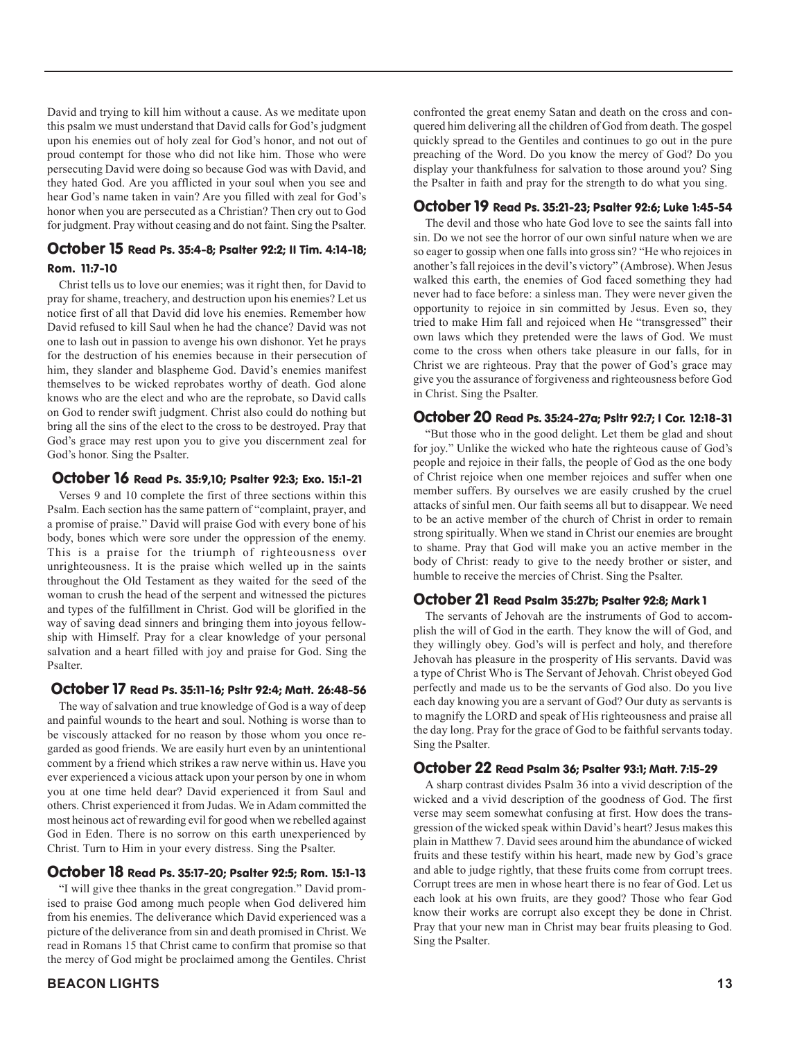David and trying to kill him without a cause. As we meditate upon this psalm we must understand that David calls for God's judgment upon his enemies out of holy zeal for God's honor, and not out of proud contempt for those who did not like him. Those who were persecuting David were doing so because God was with David, and they hated God. Are you afflicted in your soul when you see and hear God's name taken in vain? Are you filled with zeal for God's honor when you are persecuted as a Christian? Then cry out to God for judgment. Pray without ceasing and do not faint. Sing the Psalter.

### October 15 Read Ps. 35:4-8; Psalter 92:2; II Tim. 4:14-18; Rom. 11:7-10

Christ tells us to love our enemies; was it right then, for David to pray for shame, treachery, and destruction upon his enemies? Let us notice first of all that David did love his enemies. Remember how David refused to kill Saul when he had the chance? David was not one to lash out in passion to avenge his own dishonor. Yet he prays for the destruction of his enemies because in their persecution of him, they slander and blaspheme God. David's enemies manifest themselves to be wicked reprobates worthy of death. God alone knows who are the elect and who are the reprobate, so David calls on God to render swift judgment. Christ also could do nothing but bring all the sins of the elect to the cross to be destroyed. Pray that God's grace may rest upon you to give you discernment zeal for God's honor. Sing the Psalter.

### October 16 Read Ps. 35:9,10; Psalter 92:3; Exo. 15:1-21

Verses 9 and 10 complete the first of three sections within this Psalm. Each section has the same pattern of "complaint, prayer, and a promise of praise." David will praise God with every bone of his body, bones which were sore under the oppression of the enemy. This is a praise for the triumph of righteousness over unrighteousness. It is the praise which welled up in the saints throughout the Old Testament as they waited for the seed of the woman to crush the head of the serpent and witnessed the pictures and types of the fulfillment in Christ. God will be glorified in the way of saving dead sinners and bringing them into joyous fellowship with Himself. Pray for a clear knowledge of your personal salvation and a heart filled with joy and praise for God. Sing the Psalter.

### October 17 Read Ps. 35:11-16; Psltr 92:4; Matt. 26:48-56

The way of salvation and true knowledge of God is a way of deep and painful wounds to the heart and soul. Nothing is worse than to be viscously attacked for no reason by those whom you once regarded as good friends. We are easily hurt even by an unintentional comment by a friend which strikes a raw nerve within us. Have you ever experienced a vicious attack upon your person by one in whom you at one time held dear? David experienced it from Saul and others. Christ experienced it from Judas. We in Adam committed the most heinous act of rewarding evil for good when we rebelled against God in Eden. There is no sorrow on this earth unexperienced by Christ. Turn to Him in your every distress. Sing the Psalter.

### October 18 Read Ps. 35:17-20; Psalter 92:5; Rom. 15:1-13

"I will give thee thanks in the great congregation." David promised to praise God among much people when God delivered him from his enemies. The deliverance which David experienced was a picture of the deliverance from sin and death promised in Christ. We read in Romans 15 that Christ came to confirm that promise so that the mercy of God might be proclaimed among the Gentiles. Christ confronted the great enemy Satan and death on the cross and conquered him delivering all the children of God from death. The gospel quickly spread to the Gentiles and continues to go out in the pure preaching of the Word. Do you know the mercy of God? Do you display your thankfulness for salvation to those around you? Sing the Psalter in faith and pray for the strength to do what you sing.

### October 19 Read Ps. 35:21-23; Psalter 92:6; Luke 1:45-54

The devil and those who hate God love to see the saints fall into sin. Do we not see the horror of our own sinful nature when we are so eager to gossip when one falls into gross sin? "He who rejoices in another's fall rejoices in the devil's victory" (Ambrose). When Jesus walked this earth, the enemies of God faced something they had never had to face before: a sinless man. They were never given the opportunity to rejoice in sin committed by Jesus. Even so, they tried to make Him fall and rejoiced when He "transgressed" their own laws which they pretended were the laws of God. We must come to the cross when others take pleasure in our falls, for in Christ we are righteous. Pray that the power of God's grace may give you the assurance of forgiveness and righteousness before God in Christ. Sing the Psalter.

### October 20 Read Ps. 35:24-27a; Psltr 92:7; I Cor. 12:18-31

"But those who in the good delight. Let them be glad and shout for joy." Unlike the wicked who hate the righteous cause of God's people and rejoice in their falls, the people of God as the one body of Christ rejoice when one member rejoices and suffer when one member suffers. By ourselves we are easily crushed by the cruel attacks of sinful men. Our faith seems all but to disappear. We need to be an active member of the church of Christ in order to remain strong spiritually. When we stand in Christ our enemies are brought to shame. Pray that God will make you an active member in the body of Christ: ready to give to the needy brother or sister, and humble to receive the mercies of Christ. Sing the Psalter.

### October 21 Read Psalm 35:27b; Psalter 92:8; Mark 1

The servants of Jehovah are the instruments of God to accomplish the will of God in the earth. They know the will of God, and they willingly obey. God's will is perfect and holy, and therefore Jehovah has pleasure in the prosperity of His servants. David was a type of Christ Who is The Servant of Jehovah. Christ obeyed God perfectly and made us to be the servants of God also. Do you live each day knowing you are a servant of God? Our duty as servants is to magnify the LORD and speak of His righteousness and praise all the day long. Pray for the grace of God to be faithful servants today. Sing the Psalter.

### October 22 Read Psalm 36; Psalter 93:1; Matt. 7:15-29

A sharp contrast divides Psalm 36 into a vivid description of the wicked and a vivid description of the goodness of God. The first verse may seem somewhat confusing at first. How does the transgression of the wicked speak within David's heart? Jesus makes this plain in Matthew 7. David sees around him the abundance of wicked fruits and these testify within his heart, made new by God's grace and able to judge rightly, that these fruits come from corrupt trees. Corrupt trees are men in whose heart there is no fear of God. Let us each look at his own fruits, are they good? Those who fear God know their works are corrupt also except they be done in Christ. Pray that your new man in Christ may bear fruits pleasing to God. Sing the Psalter.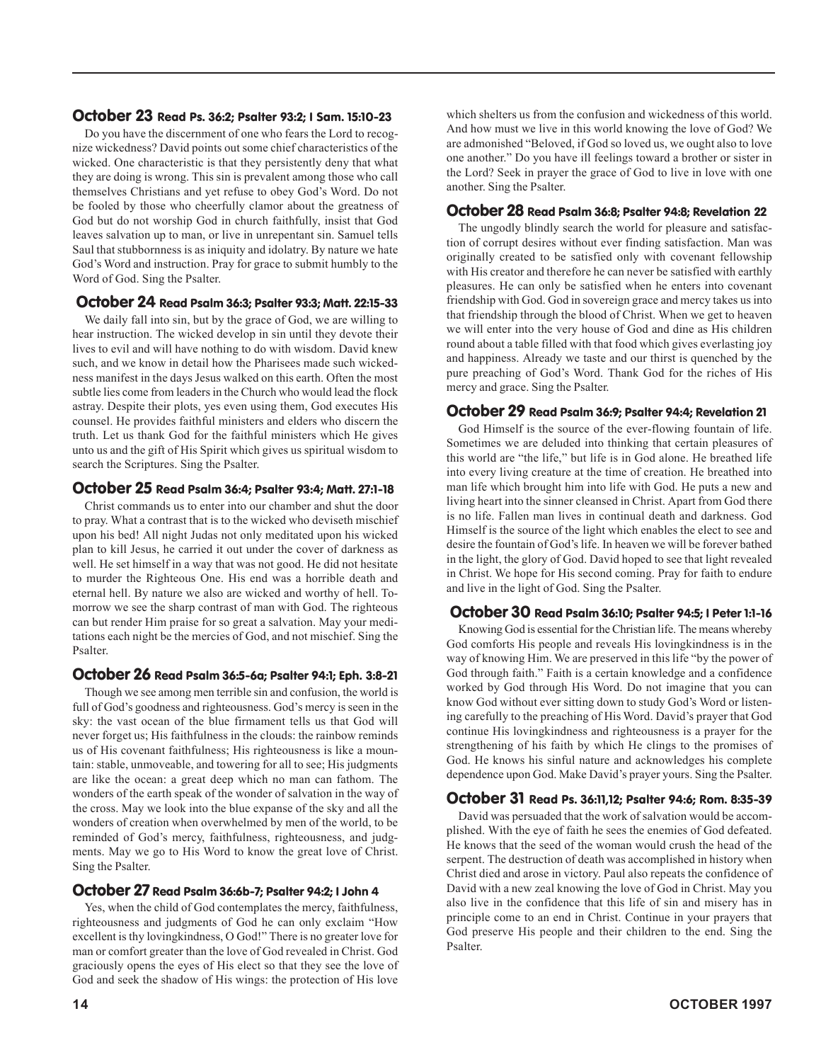### October 23 Read Ps. 36:2; Psalter 93:2; I Sam. 15:10-23

Do you have the discernment of one who fears the Lord to recognize wickedness? David points out some chief characteristics of the wicked. One characteristic is that they persistently deny that what they are doing is wrong. This sin is prevalent among those who call themselves Christians and yet refuse to obey God's Word. Do not be fooled by those who cheerfully clamor about the greatness of God but do not worship God in church faithfully, insist that God leaves salvation up to man, or live in unrepentant sin. Samuel tells Saul that stubbornness is as iniquity and idolatry. By nature we hate God's Word and instruction. Pray for grace to submit humbly to the Word of God. Sing the Psalter.

### October 24 Read Psalm 36:3; Psalter 93:3; Matt. 22:15-33

We daily fall into sin, but by the grace of God, we are willing to hear instruction. The wicked develop in sin until they devote their lives to evil and will have nothing to do with wisdom. David knew such, and we know in detail how the Pharisees made such wickedness manifest in the days Jesus walked on this earth. Often the most subtle lies come from leaders in the Church who would lead the flock astray. Despite their plots, yes even using them, God executes His counsel. He provides faithful ministers and elders who discern the truth. Let us thank God for the faithful ministers which He gives unto us and the gift of His Spirit which gives us spiritual wisdom to search the Scriptures. Sing the Psalter.

### October 25 Read Psalm 36:4; Psalter 93:4; Matt. 27:1-18

Christ commands us to enter into our chamber and shut the door to pray. What a contrast that is to the wicked who deviseth mischief upon his bed! All night Judas not only meditated upon his wicked plan to kill Jesus, he carried it out under the cover of darkness as well. He set himself in a way that was not good. He did not hesitate to murder the Righteous One. His end was a horrible death and eternal hell. By nature we also are wicked and worthy of hell. Tomorrow we see the sharp contrast of man with God. The righteous can but render Him praise for so great a salvation. May your meditations each night be the mercies of God, and not mischief. Sing the Psalter.

### October 26 Read Psalm 36:5-6a; Psalter 94:1; Eph. 3:8-21

Though we see among men terrible sin and confusion, the world is full of God's goodness and righteousness. God's mercy is seen in the sky: the vast ocean of the blue firmament tells us that God will never forget us; His faithfulness in the clouds: the rainbow reminds us of His covenant faithfulness; His righteousness is like a mountain: stable, unmoveable, and towering for all to see; His judgments are like the ocean: a great deep which no man can fathom. The wonders of the earth speak of the wonder of salvation in the way of the cross. May we look into the blue expanse of the sky and all the wonders of creation when overwhelmed by men of the world, to be reminded of God's mercy, faithfulness, righteousness, and judgments. May we go to His Word to know the great love of Christ. Sing the Psalter.

### October 27 Read Psalm 36:6b-7; Psalter 94:2; I John 4

Yes, when the child of God contemplates the mercy, faithfulness, righteousness and judgments of God he can only exclaim "How excellent is thy lovingkindness, O God!" There is no greater love for man or comfort greater than the love of God revealed in Christ. God graciously opens the eyes of His elect so that they see the love of God and seek the shadow of His wings: the protection of His love which shelters us from the confusion and wickedness of this world. And how must we live in this world knowing the love of God? We are admonished "Beloved, if God so loved us, we ought also to love one another." Do you have ill feelings toward a brother or sister in the Lord? Seek in prayer the grace of God to live in love with one another. Sing the Psalter.

### October 28 Read Psalm 36:8; Psalter 94:8; Revelation 22

The ungodly blindly search the world for pleasure and satisfaction of corrupt desires without ever finding satisfaction. Man was originally created to be satisfied only with covenant fellowship with His creator and therefore he can never be satisfied with earthly pleasures. He can only be satisfied when he enters into covenant friendship with God. God in sovereign grace and mercy takes us into that friendship through the blood of Christ. When we get to heaven we will enter into the very house of God and dine as His children round about a table filled with that food which gives everlasting joy and happiness. Already we taste and our thirst is quenched by the pure preaching of God's Word. Thank God for the riches of His mercy and grace. Sing the Psalter.

### October 29 Read Psalm 36:9; Psalter 94:4; Revelation 21

God Himself is the source of the ever-flowing fountain of life. Sometimes we are deluded into thinking that certain pleasures of this world are "the life," but life is in God alone. He breathed life into every living creature at the time of creation. He breathed into man life which brought him into life with God. He puts a new and living heart into the sinner cleansed in Christ. Apart from God there is no life. Fallen man lives in continual death and darkness. God Himself is the source of the light which enables the elect to see and desire the fountain of God's life. In heaven we will be forever bathed in the light, the glory of God. David hoped to see that light revealed in Christ. We hope for His second coming. Pray for faith to endure and live in the light of God. Sing the Psalter.

### October 30 Read Psalm 36:10; Psalter 94:5; I Peter 1:1-16

Knowing God is essential for the Christian life. The means whereby God comforts His people and reveals His lovingkindness is in the way of knowing Him. We are preserved in this life "by the power of God through faith." Faith is a certain knowledge and a confidence worked by God through His Word. Do not imagine that you can know God without ever sitting down to study God's Word or listening carefully to the preaching of His Word. David's prayer that God continue His lovingkindness and righteousness is a prayer for the strengthening of his faith by which He clings to the promises of God. He knows his sinful nature and acknowledges his complete dependence upon God. Make David's prayer yours. Sing the Psalter.

### October 31 Read Ps. 36:11,12; Psalter 94:6; Rom. 8:35-39

David was persuaded that the work of salvation would be accomplished. With the eye of faith he sees the enemies of God defeated. He knows that the seed of the woman would crush the head of the serpent. The destruction of death was accomplished in history when Christ died and arose in victory. Paul also repeats the confidence of David with a new zeal knowing the love of God in Christ. May you also live in the confidence that this life of sin and misery has in principle come to an end in Christ. Continue in your prayers that God preserve His people and their children to the end. Sing the Psalter.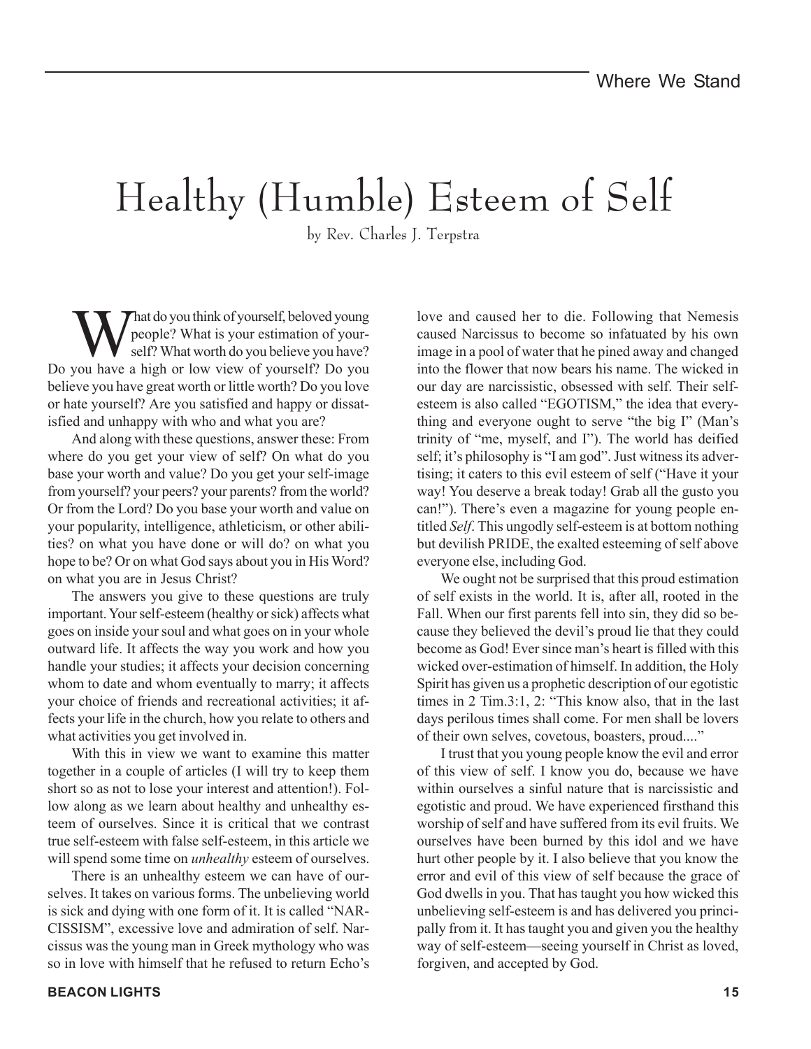# Healthy (Humble) Esteem of Self

by Rev. Charles J. Terpstra

What do you think of yourself, beloved young people? What is your estimation of yourself? What worth do you believe you have? Do you have a high or low view of yourself? Do you believe you have great worth or little worth? Do you love or hate yourself? Are you satisfied and happy or dissatisfied and unhappy with who and what you are?

And along with these questions, answer these: From where do you get your view of self? On what do you base your worth and value? Do you get your self-image from yourself? your peers? your parents? from the world? Or from the Lord? Do you base your worth and value on your popularity, intelligence, athleticism, or other abilities? on what you have done or will do? on what you hope to be? Or on what God says about you in His Word? on what you are in Jesus Christ?

The answers you give to these questions are truly important. Your self-esteem (healthy or sick) affects what goes on inside your soul and what goes on in your whole outward life. It affects the way you work and how you handle your studies; it affects your decision concerning whom to date and whom eventually to marry; it affects your choice of friends and recreational activities; it affects your life in the church, how you relate to others and what activities you get involved in.

With this in view we want to examine this matter together in a couple of articles (I will try to keep them short so as not to lose your interest and attention!). Follow along as we learn about healthy and unhealthy esteem of ourselves. Since it is critical that we contrast true self-esteem with false self-esteem, in this article we will spend some time on *unhealthy* esteem of ourselves.

There is an unhealthy esteem we can have of ourselves. It takes on various forms. The unbelieving world is sick and dying with one form of it. It is called "NARCISSISM", excessive love and admiration of self. Narcissus was the young man in Greek mythology who was so in love with himself that he refused to return Echo's love and caused her to die. Following that Nemesis caused Narcissus to become so infatuated by his own image in a pool of water that he pined away and changed into the flower that now bears his name. The wicked in our day are narcissistic, obsessed with self. Their self-esteem is also called "EGOTISM," the idea that everything and everyone ought to serve "the big I" (Man's trinity of "me, myself, and I"). The world has deified self; it's philosophy is "I am god". Just witness its advertising; it caters to this evil esteem of self ("Have it your way! You deserve a break today! Grab all the gusto you can!"). There's even a magazine for young people entitled *Self*. This ungodly self-esteem is at bottom nothing but devilish PRIDE, the exalted esteeming of self above everyone else, including God.

We ought not be surprised that this proud estimation of self exists in the world. It is, after all, rooted in the Fall. When our first parents fell into sin, they did so because they believed the devil's proud lie that they could become as God! Ever since man's heart is filled with this wicked over-estimation of himself. In addition, the Holy Spirit has given us a prophetic description of our egotistic times in 2 Tim.3:1, 2: "This know also, that in the last days perilous times shall come. For men shall be lovers of their own selves, covetous, boasters, proud...."

I trust that you young people know the evil and error of this view of self. I know you do, because we have within ourselves a sinful nature that is narcissistic and egotistic and proud. We have experienced firsthand this worship of self and have suffered from its evil fruits. We ourselves have been burned by this idol and we have hurt other people by it. I also believe that you know the error and evil of this view of self because the grace of God dwells in you. That has taught you how wicked this unbelieving self-esteem is and has delivered you principally from it. It has taught you and given you the healthy way of self-esteem—seeing yourself in Christ as loved, forgiven, and accepted by God.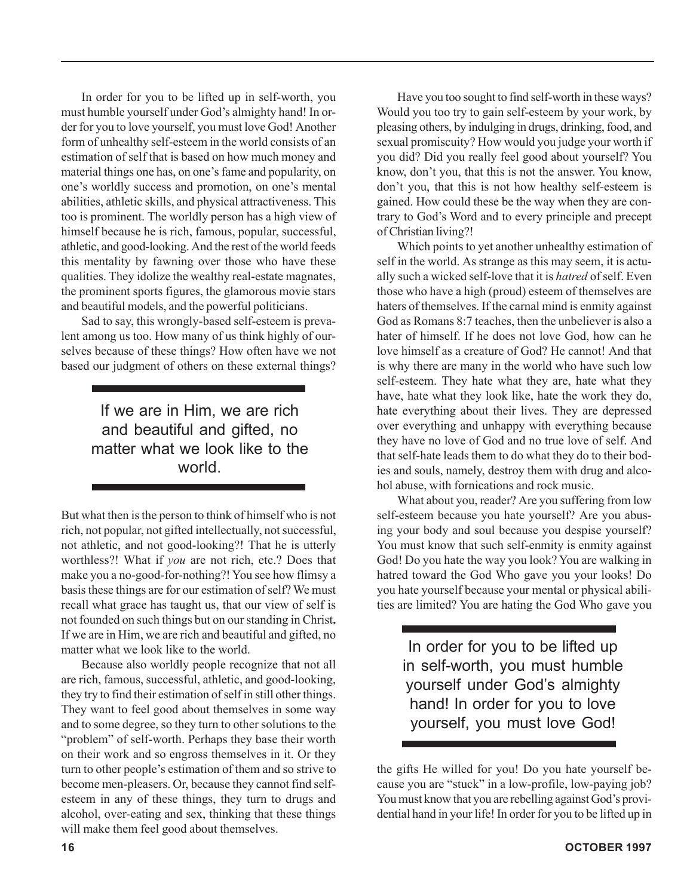In order for you to be lifted up in self-worth, you must humble yourself under God's almighty hand! In order for you to love yourself, you must love God! Another form of unhealthy self-esteem in the world consists of an estimation of self that is based on how much money and material things one has, on one's fame and popularity, on one's worldly success and promotion, on one's mental abilities, athletic skills, and physical attractiveness. This too is prominent. The worldly person has a high view of himself because he is rich, famous, popular, successful, athletic, and good-looking. And the rest of the world feeds this mentality by fawning over those who have these qualities. They idolize the wealthy real-estate magnates, the prominent sports figures, the glamorous movie stars and beautiful models, and the powerful politicians.

Sad to say, this wrongly-based self-esteem is prevalent among us too. How many of us think highly of ourselves because of these things? How often have we not based our judgment of others on these external things?

> If we are in Him, we are rich and beautiful and gifted, no matter what we look like to the world.

But what then is the person to think of himself who is not rich, not popular, not gifted intellectually, not successful, not athletic, and not good-looking?! That he is utterly worthless?! What if *you* are not rich, etc.? Does that make you a no-good-for-nothing?! You see how flimsy a basis these things are for our estimation of self? We must recall what grace has taught us, that our view of self is not founded on such things but on our standing in Christ**.** If we are in Him, we are rich and beautiful and gifted, no matter what we look like to the world.

Because also worldly people recognize that not all are rich, famous, successful, athletic, and good-looking, they try to find their estimation of self in still other things. They want to feel good about themselves in some way and to some degree, so they turn to other solutions to the "problem" of self-worth. Perhaps they base their worth on their work and so engross themselves in it. Or they turn to other people's estimation of them and so strive to become men-pleasers. Or, because they cannot find self-esteem in any of these things, they turn to drugs and alcohol, over-eating and sex, thinking that these things will make them feel good about themselves.

Have you too sought to find self-worth in these ways? Would you too try to gain self-esteem by your work, by pleasing others, by indulging in drugs, drinking, food, and sexual promiscuity? How would you judge your worth if you did? Did you really feel good about yourself? You know, don't you, that this is not the answer. You know, don't you, that this is not how healthy self-esteem is gained. How could these be the way when they are contrary to God's Word and to every principle and precept of Christian living?!

Which points to yet another unhealthy estimation of self in the world. As strange as this may seem, it is actually such a wicked self-love that it is *hatred* of self. Even those who have a high (proud) esteem of themselves are haters of themselves. If the carnal mind is enmity against God as Romans 8:7 teaches, then the unbeliever is also a hater of himself. If he does not love God, how can he love himself as a creature of God? He cannot! And that is why there are many in the world who have such low self-esteem. They hate what they are, hate what they have, hate what they look like, hate the work they do, hate everything about their lives. They are depressed over everything and unhappy with everything because they have no love of God and no true love of self. And that self-hate leads them to do what they do to their bodies and souls, namely, destroy them with drug and alcohol abuse, with fornications and rock music.

What about you, reader? Are you suffering from low self-esteem because you hate yourself? Are you abusing your body and soul because you despise yourself? You must know that such self-enmity is enmity against God! Do you hate the way you look? You are walking in hatred toward the God Who gave you your looks! Do you hate yourself because your mental or physical abilities are limited? You are hating the God Who gave you the gifts He willed for you! Do you hate yourself because you are "stuck" in a low-profile, low-paying job? You must know that you are rebelling against God's providential hand in your life! In order for you to be lifted up in

> In order for you to be lifted up in self-worth, you must humble yourself under God's almighty hand! In order for you to love yourself, you must love God!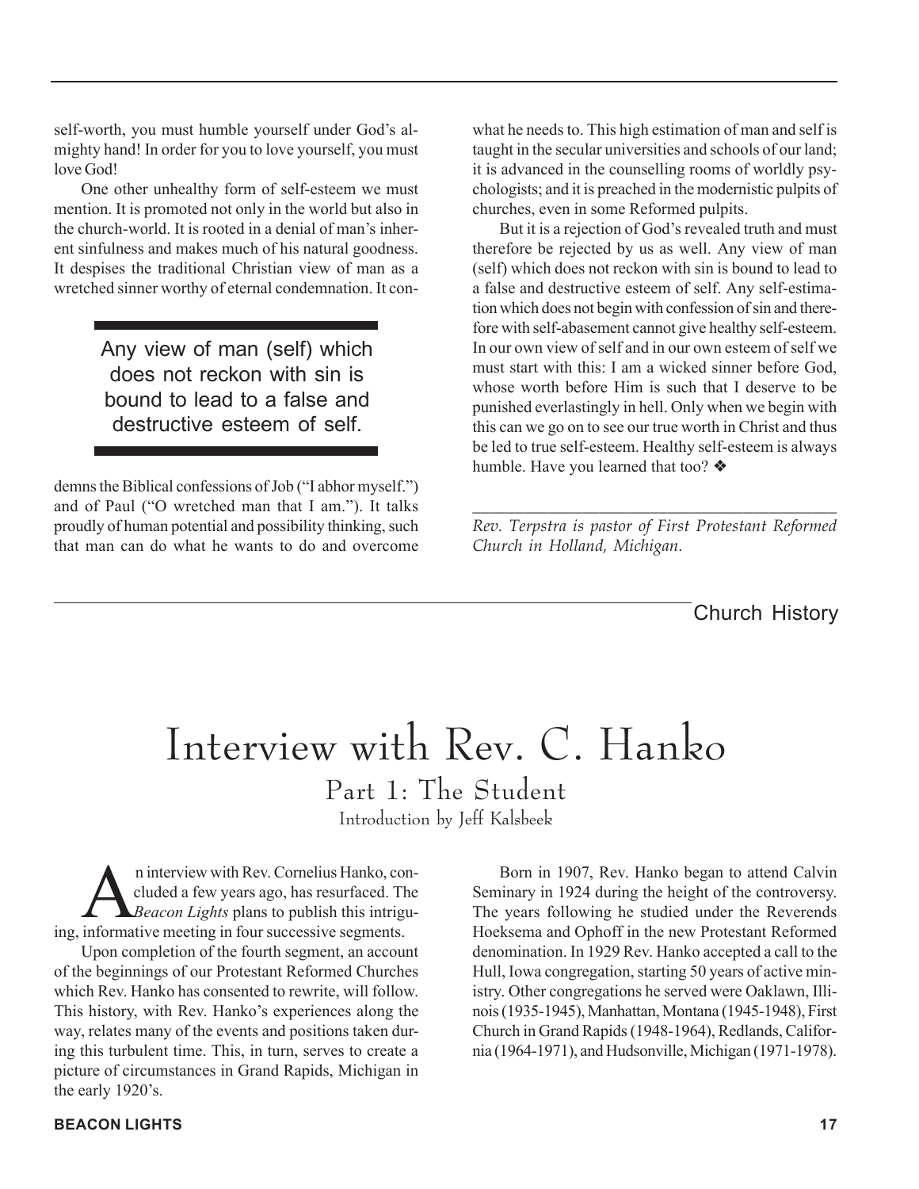self-worth, you must humble yourself under God's almighty hand! In order for you to love yourself, you must love God!

One other unhealthy form of self-esteem we must mention. It is promoted not only in the world but also in the church-world. It is rooted in a denial of man's inherent sinfulness and makes much of his natural goodness. It despises the traditional Christian view of man as a wretched sinner worthy of eternal condemnation. It condemns the Biblical confessions of Job ("I abhor myself.") and of Paul ("O wretched man that I am."). It talks proudly of human potential and possibility thinking, such that man can do what he wants to do and overcome what he needs to. This high estimation of man and self is taught in the secular universities and schools of our land; it is advanced in the counselling rooms of worldly psychologists; and it is preached in the modernistic pulpits of churches, even in some Reformed pulpits.

> Any view of man (self) which does not reckon with sin is bound to lead to a false and destructive esteem of self.

But it is a rejection of God's revealed truth and must therefore be rejected by us as well. Any view of man (self) which does not reckon with sin is bound to lead to a false and destructive esteem of self. Any self-estimation which does not begin with confession of sin and therefore with self-abasement cannot give healthy self-esteem. In our own view of self and in our own esteem of self we must start with this: I am a wicked sinner before God, whose worth before Him is such that I deserve to be punished everlastingly in hell. Only when we begin with this can we go on to see our true worth in Christ and thus be led to true self-esteem. Healthy self-esteem is always humble. Have you learned that too? ❖

---

*Rev. Terpstra is pastor of First Protestant Reformed Church in Holland, Michigan.*

Church History

# Interview with Rev. C. Hanko

## Part 1: The Student

Introduction by Jeff Kalsbeek

An interview with Rev. Cornelius Hanko, concluded a few years ago, has resurfaced. The *Beacon Lights* plans to publish this intriguing, informative meeting in four successive segments.

Upon completion of the fourth segment, an account of the beginnings of our Protestant Reformed Churches which Rev. Hanko has consented to rewrite, will follow. This history, with Rev. Hanko's experiences along the way, relates many of the events and positions taken during this turbulent time. This, in turn, serves to create a picture of circumstances in Grand Rapids, Michigan in the early 1920's.

Born in 1907, Rev. Hanko began to attend Calvin Seminary in 1924 during the height of the controversy. The years following he studied under the Reverends Hoeksema and Ophoff in the new Protestant Reformed denomination. In 1929 Rev. Hanko accepted a call to the Hull, Iowa congregation, starting 50 years of active ministry. Other congregations he served were Oaklawn, Illinois (1935-1945), Manhattan, Montana (1945-1948), First Church in Grand Rapids (1948-1964), Redlands, California (1964-1971), and Hudsonville, Michigan (1971-1978).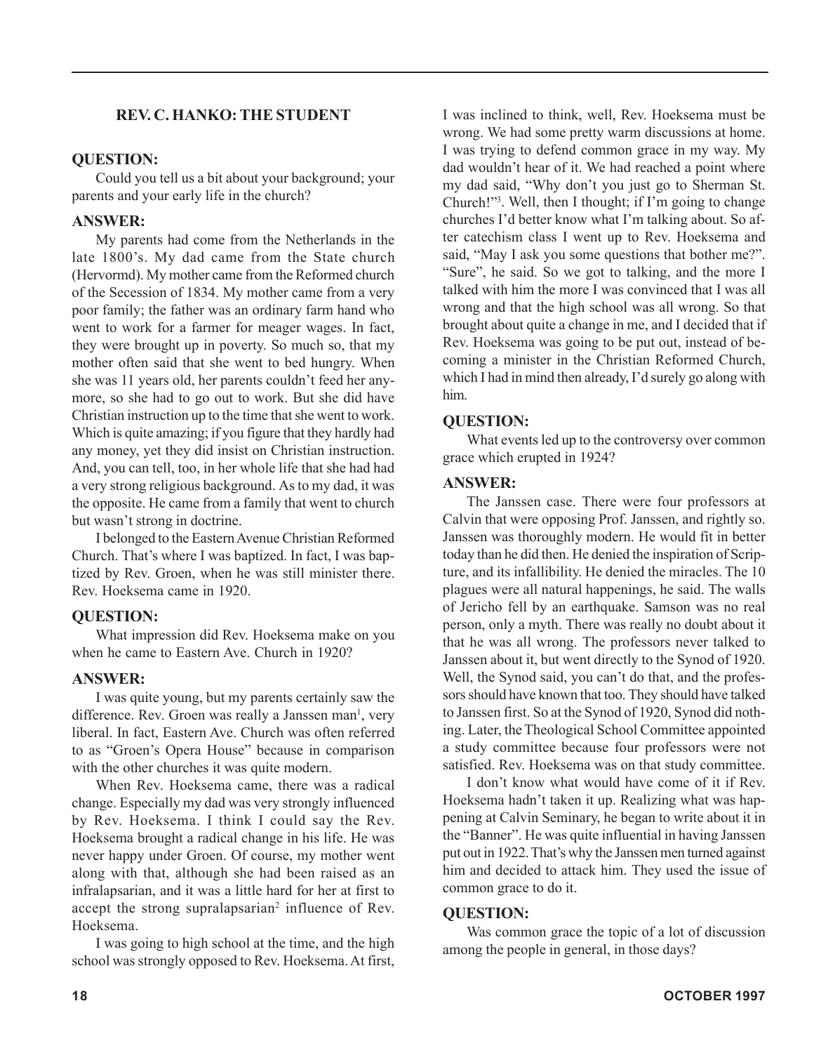## REV. C. HANKO: THE STUDENT

**QUESTION:**

Could you tell us a bit about your background; your parents and your early life in the church?

**ANSWER:**

My parents had come from the Netherlands in the late 1800's. My dad came from the State church (Hervormd). My mother came from the Reformed church of the Secession of 1834. My mother came from a very poor family; the father was an ordinary farm hand who went to work for a farmer for meager wages. In fact, they were brought up in poverty. So much so, that my mother often said that she went to bed hungry. When she was 11 years old, her parents couldn't feed her anymore, so she had to go out to work. But she did have Christian instruction up to the time that she went to work. Which is quite amazing; if you figure that they hardly had any money, yet they did insist on Christian instruction. And, you can tell, too, in her whole life that she had had a very strong religious background. As to my dad, it was the opposite. He came from a family that went to church but wasn't strong in doctrine.

I belonged to the Eastern Avenue Christian Reformed Church. That's where I was baptized. In fact, I was baptized by Rev. Groen, when he was still minister there. Rev. Hoeksema came in 1920.

**QUESTION:**

What impression did Rev. Hoeksema make on you when he came to Eastern Ave. Church in 1920?

**ANSWER:**

I was quite young, but my parents certainly saw the difference. Rev. Groen was really a Janssen man[1], very liberal. In fact, Eastern Ave. Church was often referred to as "Groen's Opera House" because in comparison with the other churches it was quite modern.

When Rev. Hoeksema came, there was a radical change. Especially my dad was very strongly influenced by Rev. Hoeksema. I think I could say the Rev. Hoeksema brought a radical change in his life. He was never happy under Groen. Of course, my mother went along with that, although she had been raised as an infralapsarian, and it was a little hard for her at first to accept the strong supralapsarian[2] influence of Rev. Hoeksema.

I was going to high school at the time, and the high school was strongly opposed to Rev. Hoeksema. At first, I was inclined to think, well, Rev. Hoeksema must be wrong. We had some pretty warm discussions at home. I was trying to defend common grace in my way. My dad wouldn't hear of it. We had reached a point where my dad said, "Why don't you just go to Sherman St. Church!"[3]. Well, then I thought; if I'm going to change churches I'd better know what I'm talking about. So after catechism class I went up to Rev. Hoeksema and said, "May I ask you some questions that bother me?". "Sure", he said. So we got to talking, and the more I talked with him the more I was convinced that I was all wrong and that the high school was all wrong. So that brought about quite a change in me, and I decided that if Rev. Hoeksema was going to be put out, instead of becoming a minister in the Christian Reformed Church, which I had in mind then already, I'd surely go along with him.

**QUESTION:**

What events led up to the controversy over common grace which erupted in 1924?

**ANSWER:**

The Janssen case. There were four professors at Calvin that were opposing Prof. Janssen, and rightly so. Janssen was thoroughly modern. He would fit in better today than he did then. He denied the inspiration of Scripture, and its infallibility. He denied the miracles. The 10 plagues were all natural happenings, he said. The walls of Jericho fell by an earthquake. Samson was no real person, only a myth. There was really no doubt about it that he was all wrong. The professors never talked to Janssen about it, but went directly to the Synod of 1920. Well, the Synod said, you can't do that, and the professors should have known that too. They should have talked to Janssen first. So at the Synod of 1920, Synod did nothing. Later, the Theological School Committee appointed a study committee because four professors were not satisfied. Rev. Hoeksema was on that study committee.

I don't know what would have come of it if Rev. Hoeksema hadn't taken it up. Realizing what was happening at Calvin Seminary, he began to write about it in the "Banner". He was quite influential in having Janssen put out in 1922. That's why the Janssen men turned against him and decided to attack him. They used the issue of common grace to do it.

**QUESTION:**

Was common grace the topic of a lot of discussion among the people in general, in those days?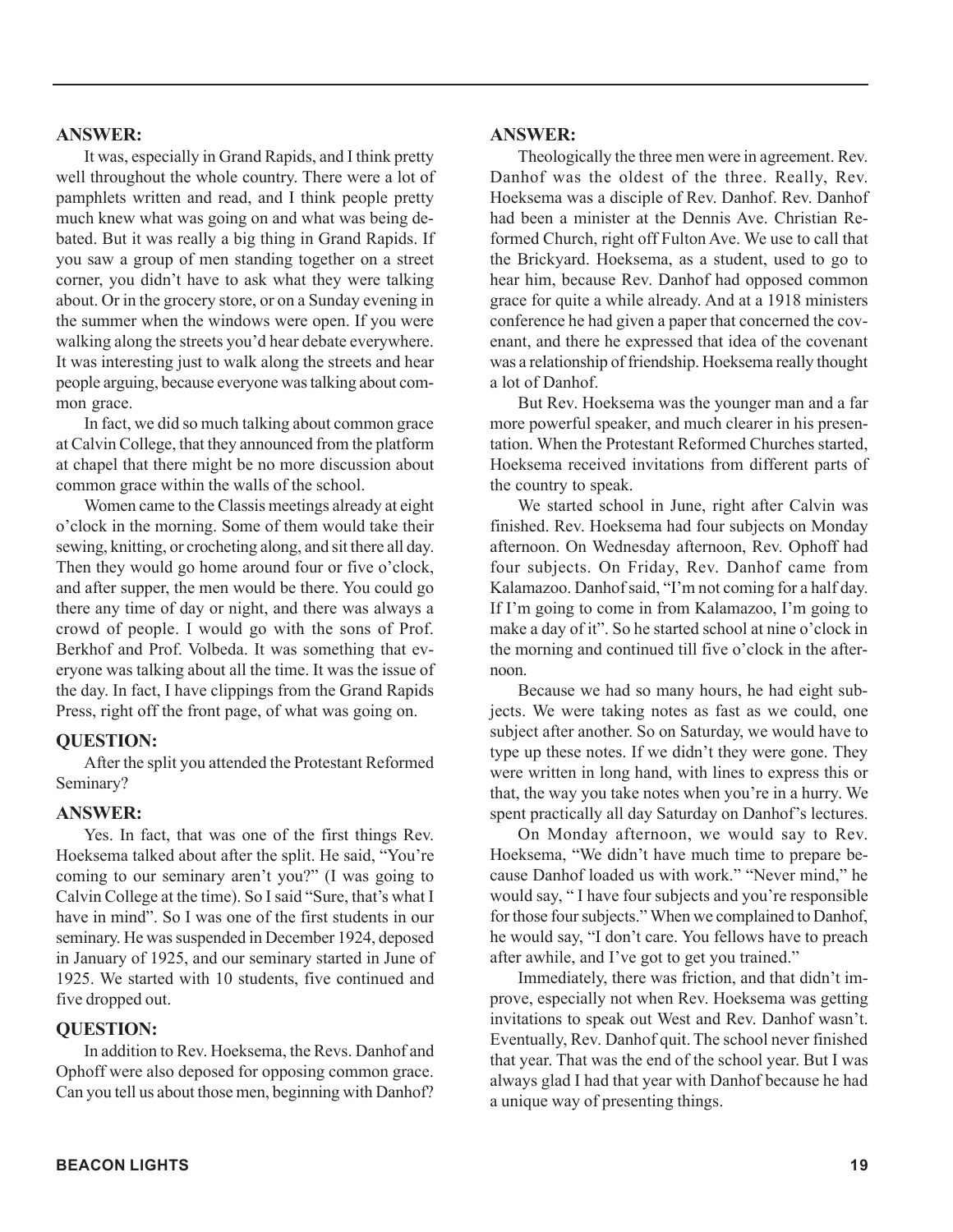**ANSWER:**

It was, especially in Grand Rapids, and I think pretty well throughout the whole country. There were a lot of pamphlets written and read, and I think people pretty much knew what was going on and what was being debated. But it was really a big thing in Grand Rapids. If you saw a group of men standing together on a street corner, you didn't have to ask what they were talking about. Or in the grocery store, or on a Sunday evening in the summer when the windows were open. If you were walking along the streets you'd hear debate everywhere. It was interesting just to walk along the streets and hear people arguing, because everyone was talking about common grace.

In fact, we did so much talking about common grace at Calvin College, that they announced from the platform at chapel that there might be no more discussion about common grace within the walls of the school.

Women came to the Classis meetings already at eight o'clock in the morning. Some of them would take their sewing, knitting, or crocheting along, and sit there all day. Then they would go home around four or five o'clock, and after supper, the men would be there. You could go there any time of day or night, and there was always a crowd of people. I would go with the sons of Prof. Berkhof and Prof. Volbeda. It was something that everyone was talking about all the time. It was the issue of the day. In fact, I have clippings from the Grand Rapids Press, right off the front page, of what was going on.

**QUESTION:**

After the split you attended the Protestant Reformed Seminary?

**ANSWER:**

Yes. In fact, that was one of the first things Rev. Hoeksema talked about after the split. He said, "You're coming to our seminary aren't you?" (I was going to Calvin College at the time). So I said "Sure, that's what I have in mind". So I was one of the first students in our seminary. He was suspended in December 1924, deposed in January of 1925, and our seminary started in June of 1925. We started with 10 students, five continued and five dropped out.

**QUESTION:**

In addition to Rev. Hoeksema, the Revs. Danhof and Ophoff were also deposed for opposing common grace. Can you tell us about those men, beginning with Danhof?

**ANSWER:**

Theologically the three men were in agreement. Rev. Danhof was the oldest of the three. Really, Rev. Hoeksema was a disciple of Rev. Danhof. Rev. Danhof had been a minister at the Dennis Ave. Christian Reformed Church, right off Fulton Ave. We use to call that the Brickyard. Hoeksema, as a student, used to go to hear him, because Rev. Danhof had opposed common grace for quite a while already. And at a 1918 ministers conference he had given a paper that concerned the covenant, and there he expressed that idea of the covenant was a relationship of friendship. Hoeksema really thought a lot of Danhof.

But Rev. Hoeksema was the younger man and a far more powerful speaker, and much clearer in his presentation. When the Protestant Reformed Churches started, Hoeksema received invitations from different parts of the country to speak.

We started school in June, right after Calvin was finished. Rev. Hoeksema had four subjects on Monday afternoon. On Wednesday afternoon, Rev. Ophoff had four subjects. On Friday, Rev. Danhof came from Kalamazoo. Danhof said, "I'm not coming for a half day. If I'm going to come in from Kalamazoo, I'm going to make a day of it". So he started school at nine o'clock in the morning and continued till five o'clock in the afternoon.

Because we had so many hours, he had eight subjects. We were taking notes as fast as we could, one subject after another. So on Saturday, we would have to type up these notes. If we didn't they were gone. They were written in long hand, with lines to express this or that, the way you take notes when you're in a hurry. We spent practically all day Saturday on Danhof's lectures.

On Monday afternoon, we would say to Rev. Hoeksema, "We didn't have much time to prepare because Danhof loaded us with work." "Never mind," he would say, " I have four subjects and you're responsible for those four subjects." When we complained to Danhof, he would say, "I don't care. You fellows have to preach after awhile, and I've got to get you trained."

Immediately, there was friction, and that didn't improve, especially not when Rev. Hoeksema was getting invitations to speak out West and Rev. Danhof wasn't. Eventually, Rev. Danhof quit. The school never finished that year. That was the end of the school year. But I was always glad I had that year with Danhof because he had a unique way of presenting things.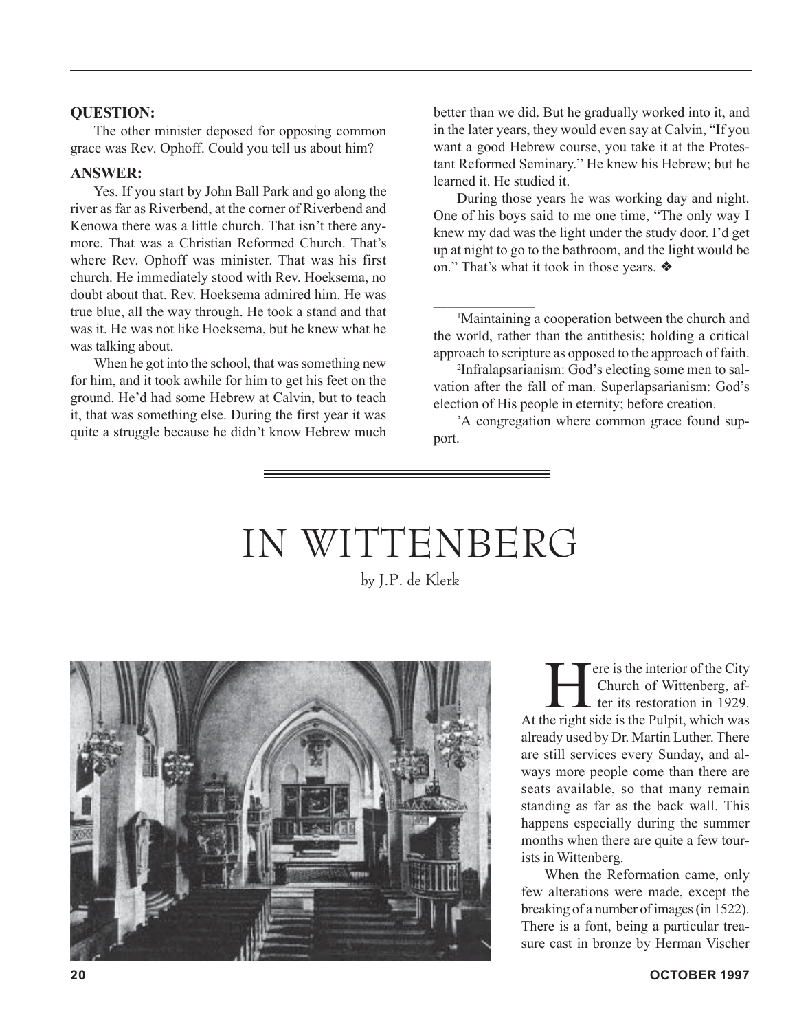**QUESTION:**

The other minister deposed for opposing common grace was Rev. Ophoff. Could you tell us about him?

**ANSWER:**

Yes. If you start by John Ball Park and go along the river as far as Riverbend, at the corner of Riverbend and Kenowa there was a little church. That isn't there anymore. That was a Christian Reformed Church. That's where Rev. Ophoff was minister. That was his first church. He immediately stood with Rev. Hoeksema, no doubt about that. Rev. Hoeksema admired him. He was true blue, all the way through. He took a stand and that was it. He was not like Hoeksema, but he knew what he was talking about.

When he got into the school, that was something new for him, and it took awhile for him to get his feet on the ground. He'd had some Hebrew at Calvin, but to teach it, that was something else. During the first year it was quite a struggle because he didn't know Hebrew much better than we did. But he gradually worked into it, and in the later years, they would even say at Calvin, "If you want a good Hebrew course, you take it at the Protestant Reformed Seminary." He knew his Hebrew; but he learned it. He studied it.

During those years he was working day and night. One of his boys said to me one time, "The only way I knew my dad was the light under the study door. I'd get up at night to go to the bathroom, and the light would be on." That's what it took in those years. ❖

---

[1] Maintaining a cooperation between the church and the world, rather than the antithesis; holding a critical approach to scripture as opposed to the approach of faith.

[2] Infralapsarianism: God's electing some men to salvation after the fall of man. Superlapsarianism: God's election of His people in eternity; before creation.

[3] A congregation where common grace found support.

# IN WITTENBERG

by J.P. de Klerk

Here is the interior of the City Church of Wittenberg, after its restoration in 1929. At the right side is the Pulpit, which was already used by Dr. Martin Luther. There are still services every Sunday, and always more people come than there are seats available, so that many remain standing as far as the back wall. This happens especially during the summer months when there are quite a few tourists in Wittenberg.

When the Reformation came, only few alterations were made, except the breaking of a number of images (in 1522). There is a font, being a particular treasure cast in bronze by Herman Vischer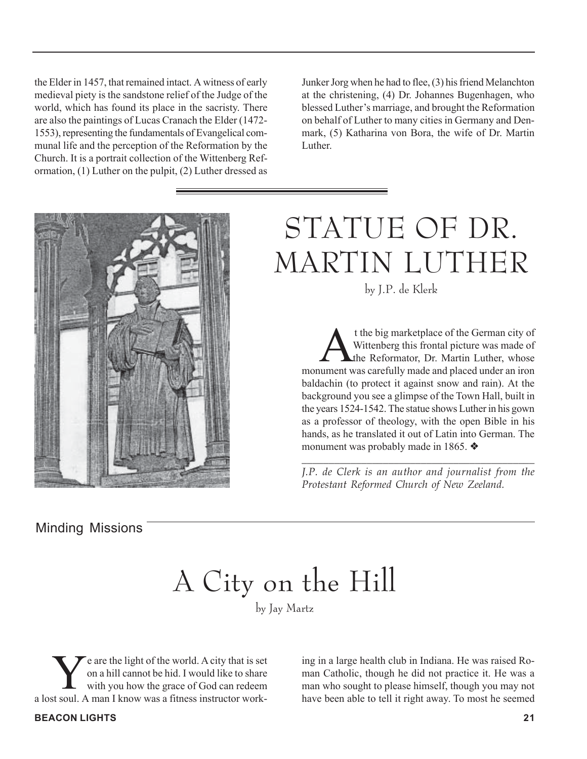the Elder in 1457, that remained intact. A witness of early medieval piety is the sandstone relief of the Judge of the world, which has found its place in the sacristy. There are also the paintings of Lucas Cranach the Elder (1472-1553), representing the fundamentals of Evangelical communal life and the perception of the Reformation by the Church. It is a portrait collection of the Wittenberg Reformation, (1) Luther on the pulpit, (2) Luther dressed as Junker Jorg when he had to flee, (3) his friend Melanchton at the christening, (4) Dr. Johannes Bugenhagen, who blessed Luther's marriage, and brought the Reformation on behalf of Luther to many cities in Germany and Denmark, (5) Katharina von Bora, the wife of Dr. Martin Luther.

# STATUE OF DR. MARTIN LUTHER

by J.P. de Klerk

At the big marketplace of the German city of Wittenberg this frontal picture was made of the Reformator, Dr. Martin Luther, whose monument was carefully made and placed under an iron baldachin (to protect it against snow and rain). At the background you see a glimpse of the Town Hall, built in the years 1524-1542. The statue shows Luther in his gown as a professor of theology, with the open Bible in his hands, as he translated it out of Latin into German. The monument was probably made in 1865. ❖

---

*J.P. de Clerk is an author and journalist from the Protestant Reformed Church of New Zeeland.*

Minding Missions

# A City on the Hill

by Jay Martz

Ye are the light of the world. A city that is set on a hill cannot be hid. I would like to share with you how the grace of God can redeem a lost soul. A man I know was a fitness instructor working in a large health club in Indiana. He was raised Roman Catholic, though he did not practice it. He was a man who sought to please himself, though you may not have been able to tell it right away. To most he seemed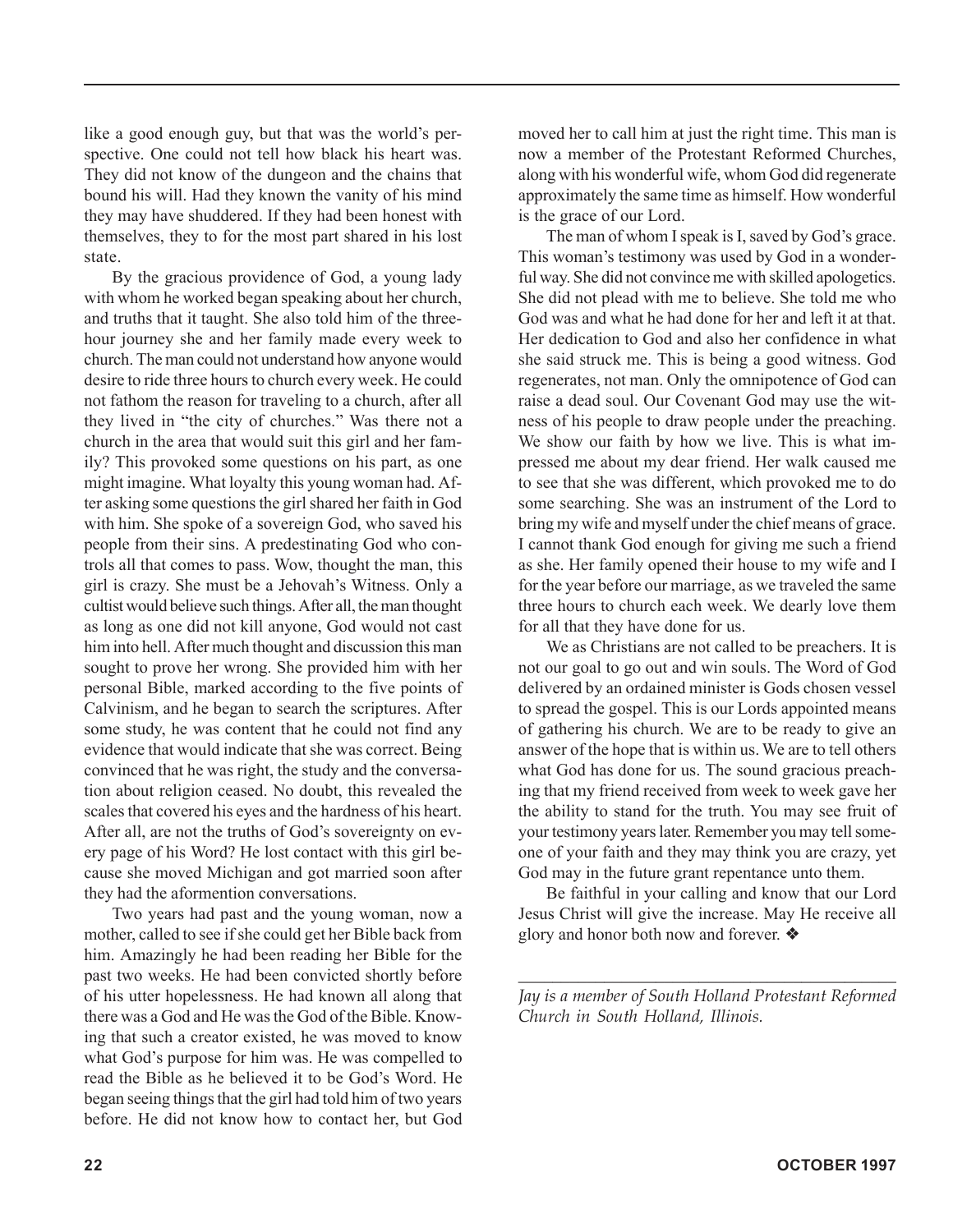like a good enough guy, but that was the world's perspective. One could not tell how black his heart was. They did not know of the dungeon and the chains that bound his will. Had they known the vanity of his mind they may have shuddered. If they had been honest with themselves, they to for the most part shared in his lost state.

By the gracious providence of God, a young lady with whom he worked began speaking about her church, and truths that it taught. She also told him of the three-hour journey she and her family made every week to church. The man could not understand how anyone would desire to ride three hours to church every week. He could not fathom the reason for traveling to a church, after all they lived in "the city of churches." Was there not a church in the area that would suit this girl and her family? This provoked some questions on his part, as one might imagine. What loyalty this young woman had. After asking some questions the girl shared her faith in God with him. She spoke of a sovereign God, who saved his people from their sins. A predestinating God who controls all that comes to pass. Wow, thought the man, this girl is crazy. She must be a Jehovah's Witness. Only a cultist would believe such things. After all, the man thought as long as one did not kill anyone, God would not cast him into hell. After much thought and discussion this man sought to prove her wrong. She provided him with her personal Bible, marked according to the five points of Calvinism, and he began to search the scriptures. After some study, he was content that he could not find any evidence that would indicate that she was correct. Being convinced that he was right, the study and the conversation about religion ceased. No doubt, this revealed the scales that covered his eyes and the hardness of his heart. After all, are not the truths of God's sovereignty on every page of his Word? He lost contact with this girl because she moved Michigan and got married soon after they had the aformention conversations.

Two years had past and the young woman, now a mother, called to see if she could get her Bible back from him. Amazingly he had been reading her Bible for the past two weeks. He had been convicted shortly before of his utter hopelessness. He had known all along that there was a God and He was the God of the Bible. Knowing that such a creator existed, he was moved to know what God's purpose for him was. He was compelled to read the Bible as he believed it to be God's Word. He began seeing things that the girl had told him of two years before. He did not know how to contact her, but God moved her to call him at just the right time. This man is now a member of the Protestant Reformed Churches, along with his wonderful wife, whom God did regenerate approximately the same time as himself. How wonderful is the grace of our Lord.

The man of whom I speak is I, saved by God's grace. This woman's testimony was used by God in a wonderful way. She did not convince me with skilled apologetics. She did not plead with me to believe. She told me who God was and what he had done for her and left it at that. Her dedication to God and also her confidence in what she said struck me. This is being a good witness. God regenerates, not man. Only the omnipotence of God can raise a dead soul. Our Covenant God may use the witness of his people to draw people under the preaching. We show our faith by how we live. This is what impressed me about my dear friend. Her walk caused me to see that she was different, which provoked me to do some searching. She was an instrument of the Lord to bring my wife and myself under the chief means of grace. I cannot thank God enough for giving me such a friend as she. Her family opened their house to my wife and I for the year before our marriage, as we traveled the same three hours to church each week. We dearly love them for all that they have done for us.

We as Christians are not called to be preachers. It is not our goal to go out and win souls. The Word of God delivered by an ordained minister is Gods chosen vessel to spread the gospel. This is our Lords appointed means of gathering his church. We are to be ready to give an answer of the hope that is within us. We are to tell others what God has done for us. The sound gracious preaching that my friend received from week to week gave her the ability to stand for the truth. You may see fruit of your testimony years later. Remember you may tell someone of your faith and they may think you are crazy, yet God may in the future grant repentance unto them.

Be faithful in your calling and know that our Lord Jesus Christ will give the increase. May He receive all glory and honor both now and forever. ❖

---

*Jay is a member of South Holland Protestant Reformed Church in South Holland, Illinois.*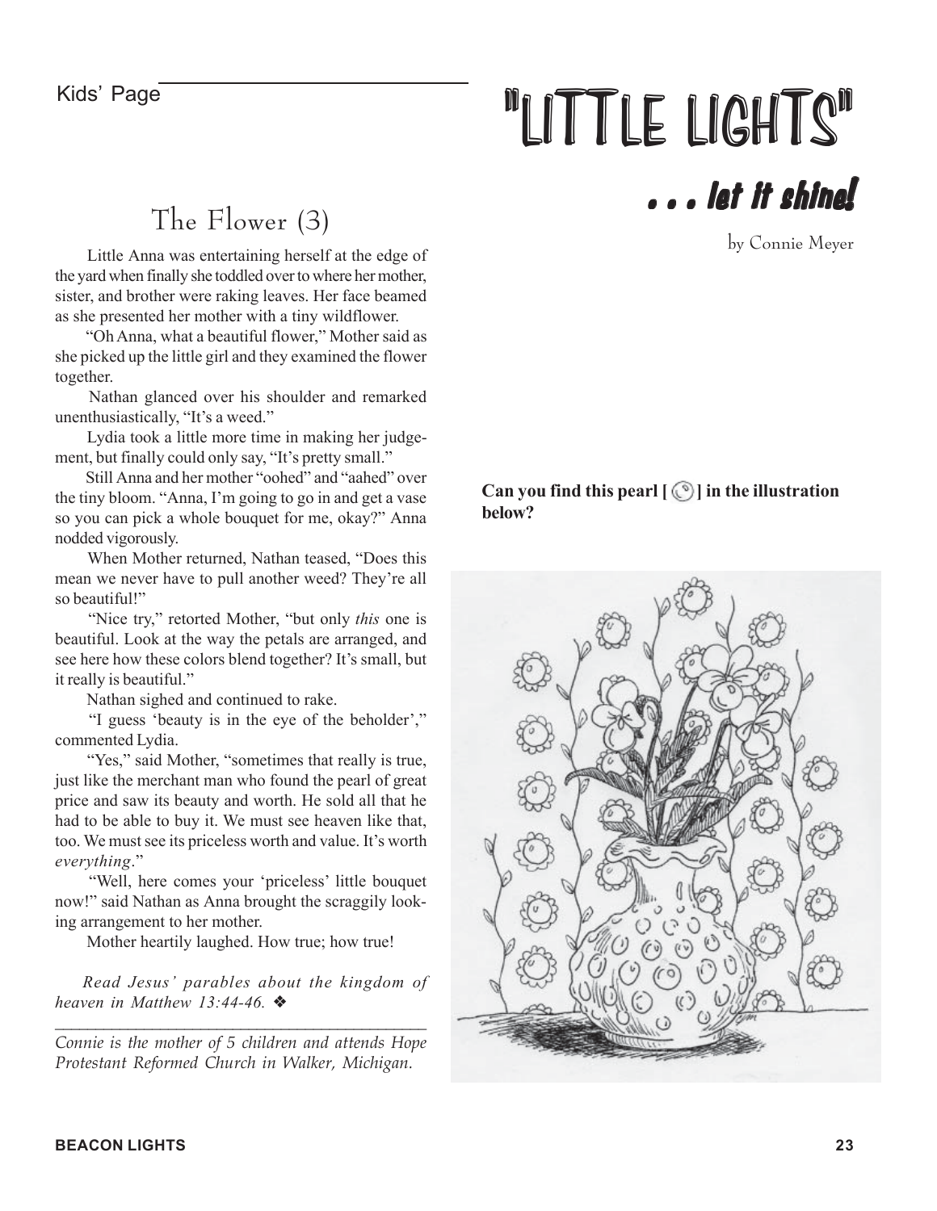Kids' Page

# "LITTLE LIGHTS"

## . . . let it shine!

by Connie Meyer

## The Flower (3)

Little Anna was entertaining herself at the edge of the yard when finally she toddled over to where her mother, sister, and brother were raking leaves. Her face beamed as she presented her mother with a tiny wildflower.

"Oh Anna, what a beautiful flower," Mother said as she picked up the little girl and they examined the flower together.

Nathan glanced over his shoulder and remarked unenthusiastically, "It's a weed."

Lydia took a little more time in making her judgement, but finally could only say, "It's pretty small."

Still Anna and her mother "oohed" and "aahed" over the tiny bloom. "Anna, I'm going to go in and get a vase so you can pick a whole bouquet for me, okay?" Anna nodded vigorously.

When Mother returned, Nathan teased, "Does this mean we never have to pull another weed? They're all so beautiful!"

"Nice try," retorted Mother, "but only *this* one is beautiful. Look at the way the petals are arranged, and see here how these colors blend together? It's small, but it really is beautiful."

Nathan sighed and continued to rake.

"I guess 'beauty is in the eye of the beholder'," commented Lydia.

"Yes," said Mother, "sometimes that really is true, just like the merchant man who found the pearl of great price and saw its beauty and worth. He sold all that he had to be able to buy it. We must see heaven like that, too. We must see its priceless worth and value. It's worth *everything*."

"Well, here comes your 'priceless' little bouquet now!" said Nathan as Anna brought the scraggily looking arrangement to her mother.

Mother heartily laughed. How true; how true!

*Read Jesus' parables about the kingdom of heaven in Matthew 13:44-46.* ❖

---

*Connie is the mother of 5 children and attends Hope Protestant Reformed Church in Walker, Michigan.*

**Can you find this pearl [ ] in the illustration below?**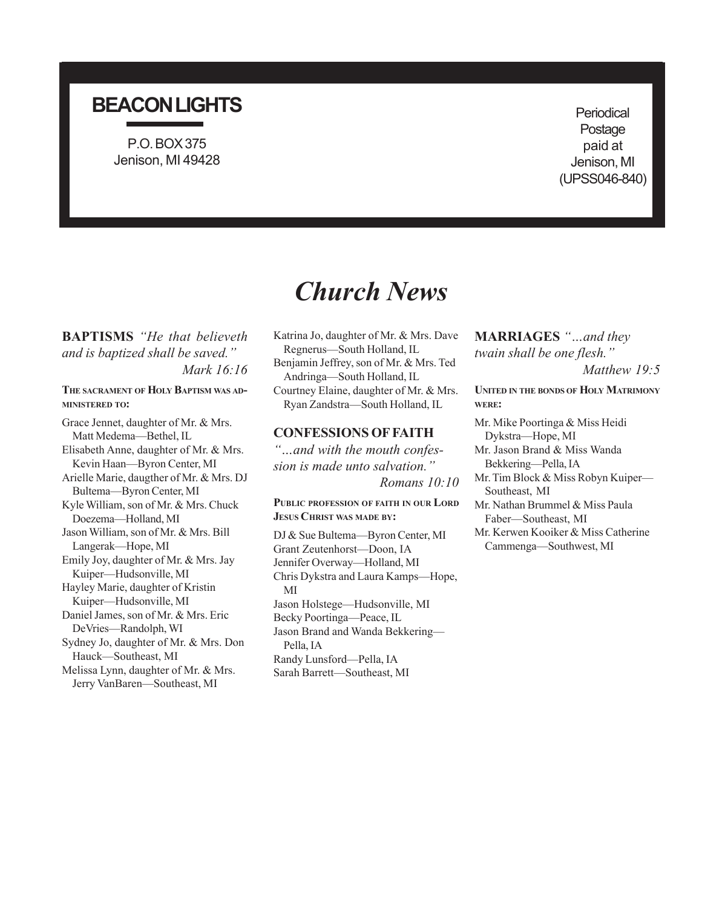**BEACON LIGHTS**

P.O. BOX 375
Jenison, MI 49428

Periodical
Postage
paid at
Jenison, MI
(UPSS046-840)

# *Church News*

**BAPTISMS** *"He that believeth and is baptized shall be saved."*
*Mark 16:16*

**THE SACRAMENT OF HOLY BAPTISM WAS ADMINISTERED TO:**

Grace Jennet, daughter of Mr. & Mrs. Matt Medema—Bethel, IL
Elisabeth Anne, daughter of Mr. & Mrs. Kevin Haan—Byron Center, MI
Arielle Marie, daugther of Mr. & Mrs. DJ Bultema—Byron Center, MI
Kyle William, son of Mr. & Mrs. Chuck Doezema—Holland, MI
Jason William, son of Mr. & Mrs. Bill Langerak—Hope, MI
Emily Joy, daughter of Mr. & Mrs. Jay Kuiper—Hudsonville, MI
Hayley Marie, daughter of Kristin Kuiper—Hudsonville, MI
Daniel James, son of Mr. & Mrs. Eric DeVries—Randolph, WI
Sydney Jo, daughter of Mr. & Mrs. Don Hauck—Southeast, MI
Melissa Lynn, daughter of Mr. & Mrs. Jerry VanBaren—Southeast, MI
Katrina Jo, daughter of Mr. & Mrs. Dave Regnerus—South Holland, IL
Benjamin Jeffrey, son of Mr. & Mrs. Ted Andringa—South Holland, IL
Courtney Elaine, daughter of Mr. & Mrs. Ryan Zandstra—South Holland, IL

**CONFESSIONS OF FAITH**

*"…and with the mouth confession is made unto salvation."*
*Romans 10:10*

**PUBLIC PROFESSION OF FAITH IN OUR LORD JESUS CHRIST WAS MADE BY:**

DJ & Sue Bultema—Byron Center, MI
Grant Zeutenhorst—Doon, IA
Jennifer Overway—Holland, MI
Chris Dykstra and Laura Kamps—Hope, MI
Jason Holstege—Hudsonville, MI
Becky Poortinga—Peace, IL
Jason Brand and Wanda Bekkering—Pella, IA
Randy Lunsford—Pella, IA
Sarah Barrett—Southeast, MI

**MARRIAGES** *"…and they twain shall be one flesh."*
*Matthew 19:5*

**UNITED IN THE BONDS OF HOLY MATRIMONY WERE:**

Mr. Mike Poortinga & Miss Heidi Dykstra—Hope, MI
Mr. Jason Brand & Miss Wanda Bekkering—Pella, IA
Mr. Tim Block & Miss Robyn Kuiper—Southeast, MI
Mr. Nathan Brummel & Miss Paula Faber—Southeast, MI
Mr. Kerwen Kooiker & Miss Catherine Cammenga—Southwest, MI